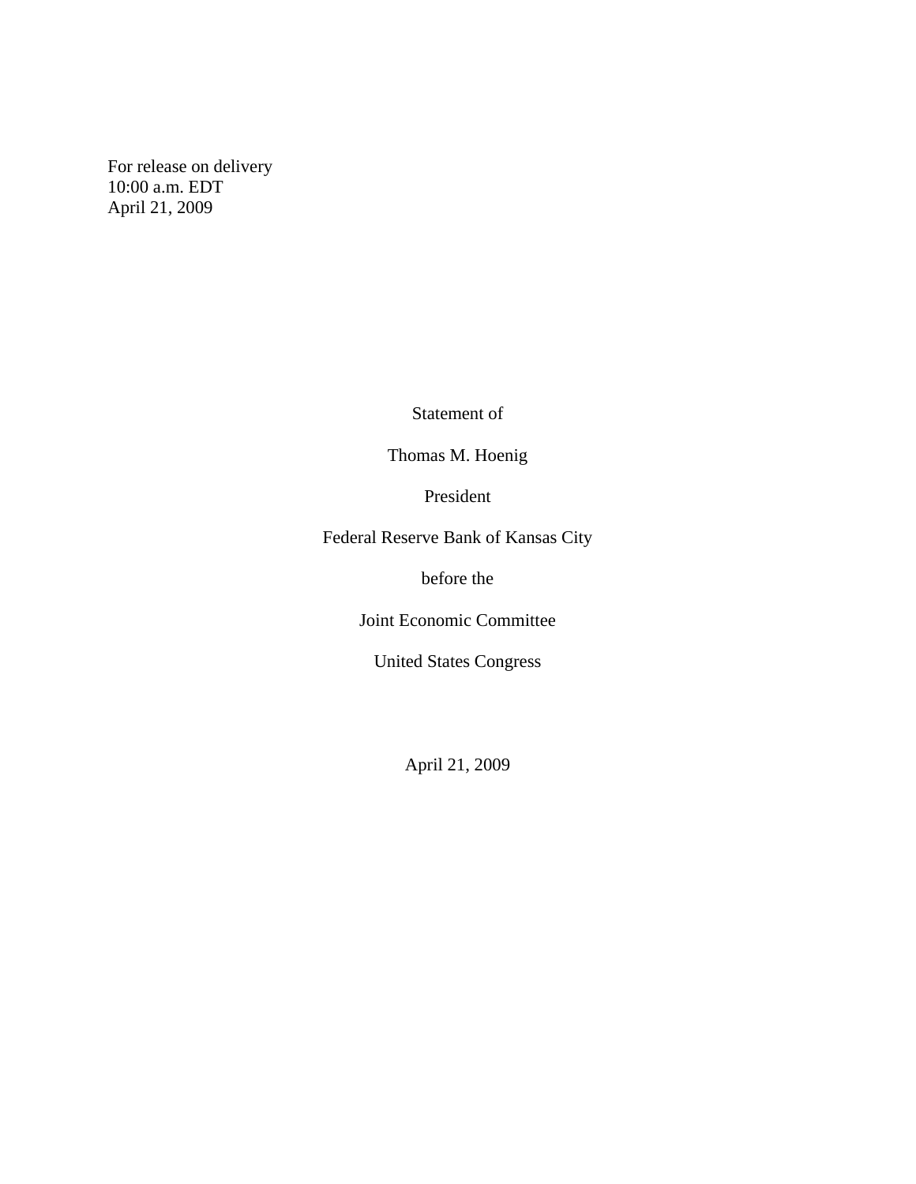For release on delivery
10:00 a.m. EDT
April 21, 2009

Statement of

Thomas M. Hoenig

President

Federal Reserve Bank of Kansas City

before the

Joint Economic Committee

United States Congress

April 21, 2009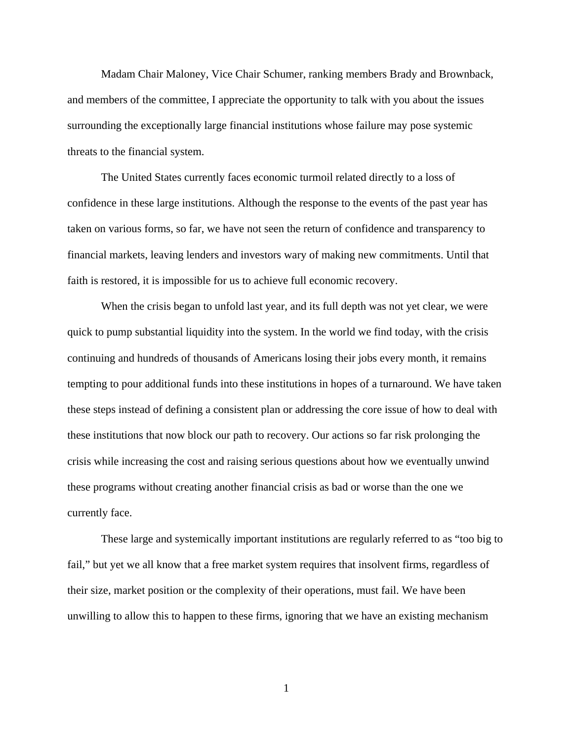Madam Chair Maloney, Vice Chair Schumer, ranking members Brady and Brownback, and members of the committee, I appreciate the opportunity to talk with you about the issues surrounding the exceptionally large financial institutions whose failure may pose systemic threats to the financial system.

The United States currently faces economic turmoil related directly to a loss of confidence in these large institutions. Although the response to the events of the past year has taken on various forms, so far, we have not seen the return of confidence and transparency to financial markets, leaving lenders and investors wary of making new commitments. Until that faith is restored, it is impossible for us to achieve full economic recovery.

When the crisis began to unfold last year, and its full depth was not yet clear, we were quick to pump substantial liquidity into the system. In the world we find today, with the crisis continuing and hundreds of thousands of Americans losing their jobs every month, it remains tempting to pour additional funds into these institutions in hopes of a turnaround. We have taken these steps instead of defining a consistent plan or addressing the core issue of how to deal with these institutions that now block our path to recovery. Our actions so far risk prolonging the crisis while increasing the cost and raising serious questions about how we eventually unwind these programs without creating another financial crisis as bad or worse than the one we currently face.

These large and systemically important institutions are regularly referred to as "too big to fail," but yet we all know that a free market system requires that insolvent firms, regardless of their size, market position or the complexity of their operations, must fail. We have been unwilling to allow this to happen to these firms, ignoring that we have an existing mechanism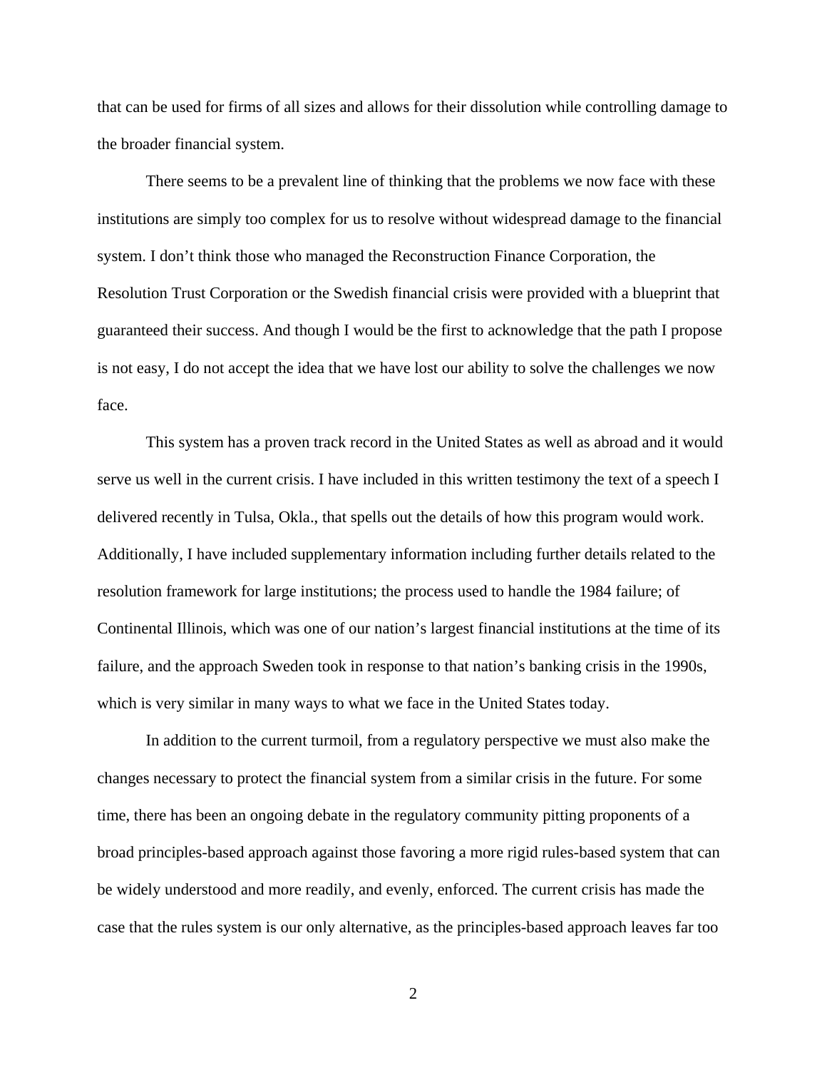that can be used for firms of all sizes and allows for their dissolution while controlling damage to the broader financial system.

There seems to be a prevalent line of thinking that the problems we now face with these institutions are simply too complex for us to resolve without widespread damage to the financial system. I don't think those who managed the Reconstruction Finance Corporation, the Resolution Trust Corporation or the Swedish financial crisis were provided with a blueprint that guaranteed their success. And though I would be the first to acknowledge that the path I propose is not easy, I do not accept the idea that we have lost our ability to solve the challenges we now face.

This system has a proven track record in the United States as well as abroad and it would serve us well in the current crisis. I have included in this written testimony the text of a speech I delivered recently in Tulsa, Okla., that spells out the details of how this program would work. Additionally, I have included supplementary information including further details related to the resolution framework for large institutions; the process used to handle the 1984 failure; of Continental Illinois, which was one of our nation's largest financial institutions at the time of its failure, and the approach Sweden took in response to that nation's banking crisis in the 1990s, which is very similar in many ways to what we face in the United States today.

In addition to the current turmoil, from a regulatory perspective we must also make the changes necessary to protect the financial system from a similar crisis in the future. For some time, there has been an ongoing debate in the regulatory community pitting proponents of a broad principles-based approach against those favoring a more rigid rules-based system that can be widely understood and more readily, and evenly, enforced. The current crisis has made the case that the rules system is our only alternative, as the principles-based approach leaves far too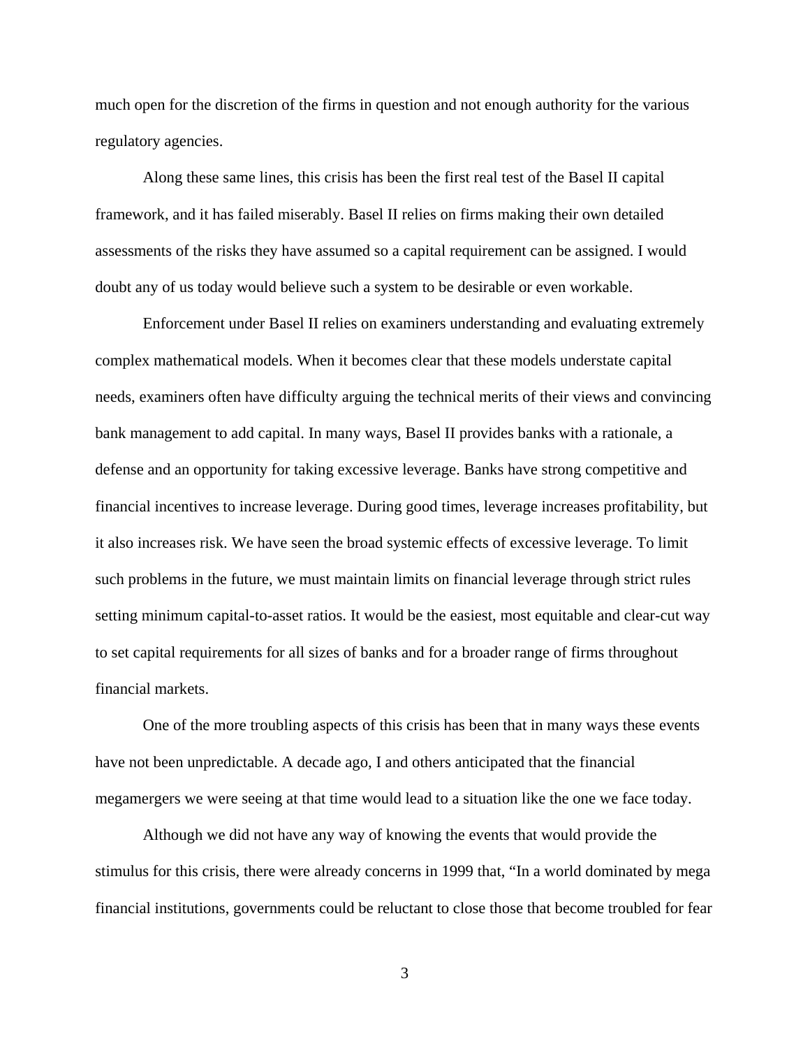much open for the discretion of the firms in question and not enough authority for the various regulatory agencies.

Along these same lines, this crisis has been the first real test of the Basel II capital framework, and it has failed miserably. Basel II relies on firms making their own detailed assessments of the risks they have assumed so a capital requirement can be assigned. I would doubt any of us today would believe such a system to be desirable or even workable.

Enforcement under Basel II relies on examiners understanding and evaluating extremely complex mathematical models. When it becomes clear that these models understate capital needs, examiners often have difficulty arguing the technical merits of their views and convincing bank management to add capital. In many ways, Basel II provides banks with a rationale, a defense and an opportunity for taking excessive leverage. Banks have strong competitive and financial incentives to increase leverage. During good times, leverage increases profitability, but it also increases risk. We have seen the broad systemic effects of excessive leverage. To limit such problems in the future, we must maintain limits on financial leverage through strict rules setting minimum capital-to-asset ratios. It would be the easiest, most equitable and clear-cut way to set capital requirements for all sizes of banks and for a broader range of firms throughout financial markets.

One of the more troubling aspects of this crisis has been that in many ways these events have not been unpredictable. A decade ago, I and others anticipated that the financial megamergers we were seeing at that time would lead to a situation like the one we face today.

Although we did not have any way of knowing the events that would provide the stimulus for this crisis, there were already concerns in 1999 that, "In a world dominated by mega financial institutions, governments could be reluctant to close those that become troubled for fear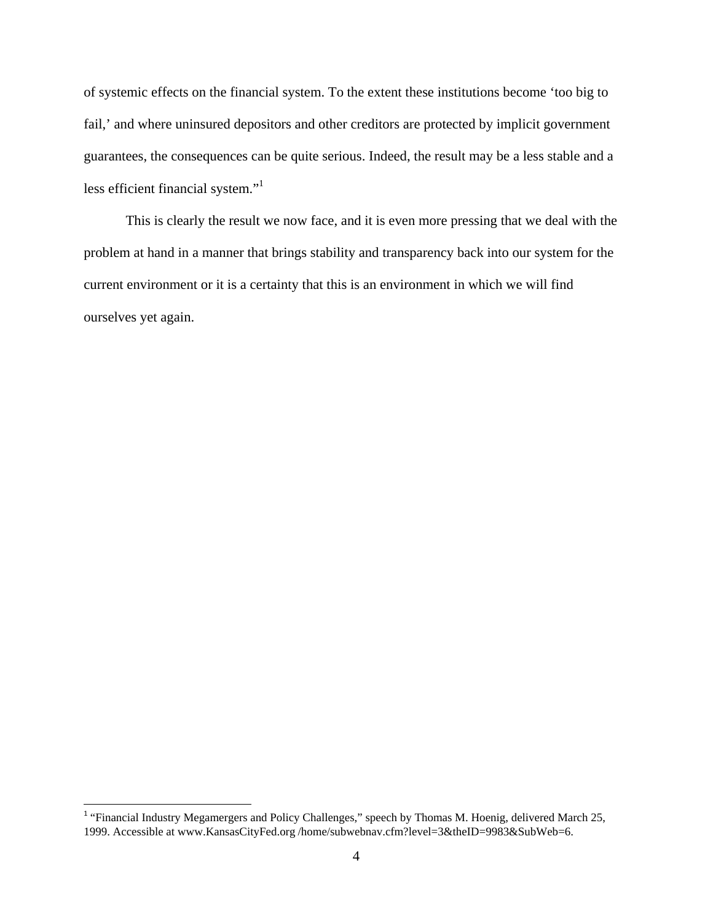of systemic effects on the financial system. To the extent these institutions become 'too big to fail,' and where uninsured depositors and other creditors are protected by implicit government guarantees, the consequences can be quite serious. Indeed, the result may be a less stable and a less efficient financial system."[1]

This is clearly the result we now face, and it is even more pressing that we deal with the problem at hand in a manner that brings stability and transparency back into our system for the current environment or it is a certainty that this is an environment in which we will find ourselves yet again.

---

[1] "Financial Industry Megamergers and Policy Challenges," speech by Thomas M. Hoenig, delivered March 25, 1999. Accessible at www.KansasCityFed.org /home/subwebnav.cfm?level=3&theID=9983&SubWeb=6.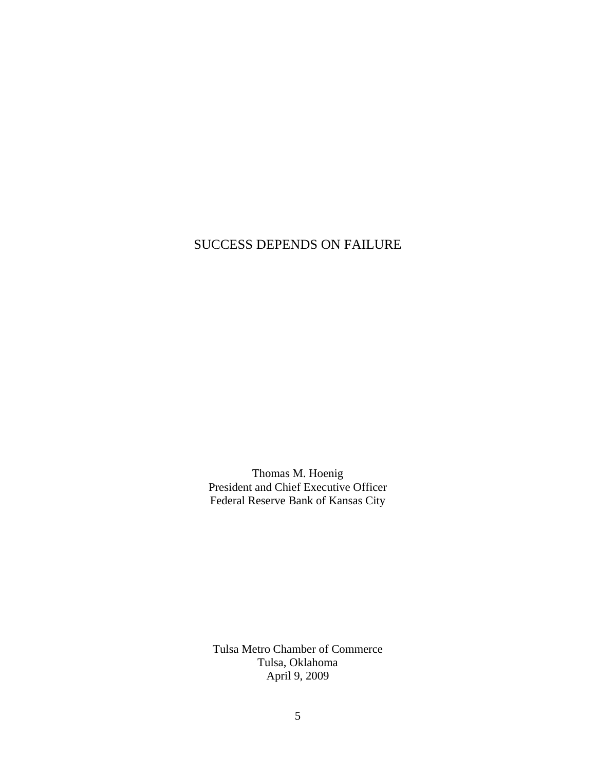# SUCCESS DEPENDS ON FAILURE

Thomas M. Hoenig
President and Chief Executive Officer
Federal Reserve Bank of Kansas City

Tulsa Metro Chamber of Commerce
Tulsa, Oklahoma
April 9, 2009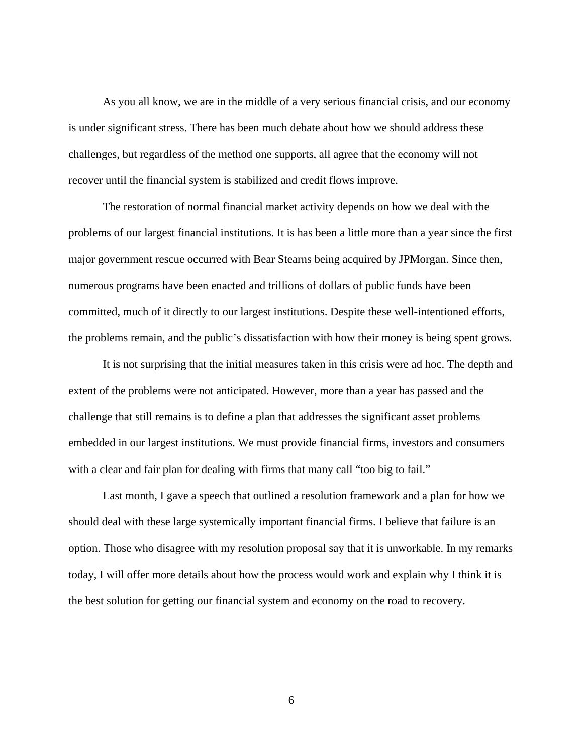As you all know, we are in the middle of a very serious financial crisis, and our economy is under significant stress. There has been much debate about how we should address these challenges, but regardless of the method one supports, all agree that the economy will not recover until the financial system is stabilized and credit flows improve.

The restoration of normal financial market activity depends on how we deal with the problems of our largest financial institutions. It is has been a little more than a year since the first major government rescue occurred with Bear Stearns being acquired by JPMorgan. Since then, numerous programs have been enacted and trillions of dollars of public funds have been committed, much of it directly to our largest institutions. Despite these well-intentioned efforts, the problems remain, and the public's dissatisfaction with how their money is being spent grows.

It is not surprising that the initial measures taken in this crisis were ad hoc. The depth and extent of the problems were not anticipated. However, more than a year has passed and the challenge that still remains is to define a plan that addresses the significant asset problems embedded in our largest institutions. We must provide financial firms, investors and consumers with a clear and fair plan for dealing with firms that many call "too big to fail."

Last month, I gave a speech that outlined a resolution framework and a plan for how we should deal with these large systemically important financial firms. I believe that failure is an option. Those who disagree with my resolution proposal say that it is unworkable. In my remarks today, I will offer more details about how the process would work and explain why I think it is the best solution for getting our financial system and economy on the road to recovery.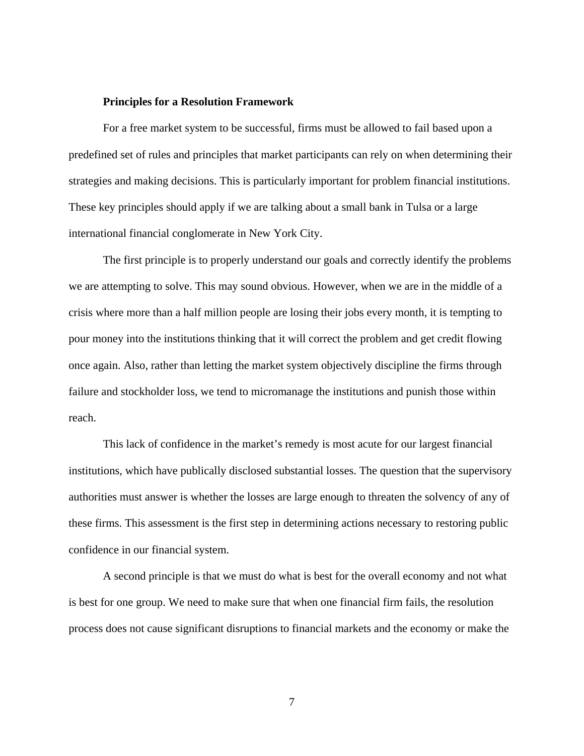**Principles for a Resolution Framework**

For a free market system to be successful, firms must be allowed to fail based upon a predefined set of rules and principles that market participants can rely on when determining their strategies and making decisions. This is particularly important for problem financial institutions. These key principles should apply if we are talking about a small bank in Tulsa or a large international financial conglomerate in New York City.

The first principle is to properly understand our goals and correctly identify the problems we are attempting to solve. This may sound obvious. However, when we are in the middle of a crisis where more than a half million people are losing their jobs every month, it is tempting to pour money into the institutions thinking that it will correct the problem and get credit flowing once again. Also, rather than letting the market system objectively discipline the firms through failure and stockholder loss, we tend to micromanage the institutions and punish those within reach.

This lack of confidence in the market's remedy is most acute for our largest financial institutions, which have publically disclosed substantial losses. The question that the supervisory authorities must answer is whether the losses are large enough to threaten the solvency of any of these firms. This assessment is the first step in determining actions necessary to restoring public confidence in our financial system.

A second principle is that we must do what is best for the overall economy and not what is best for one group. We need to make sure that when one financial firm fails, the resolution process does not cause significant disruptions to financial markets and the economy or make the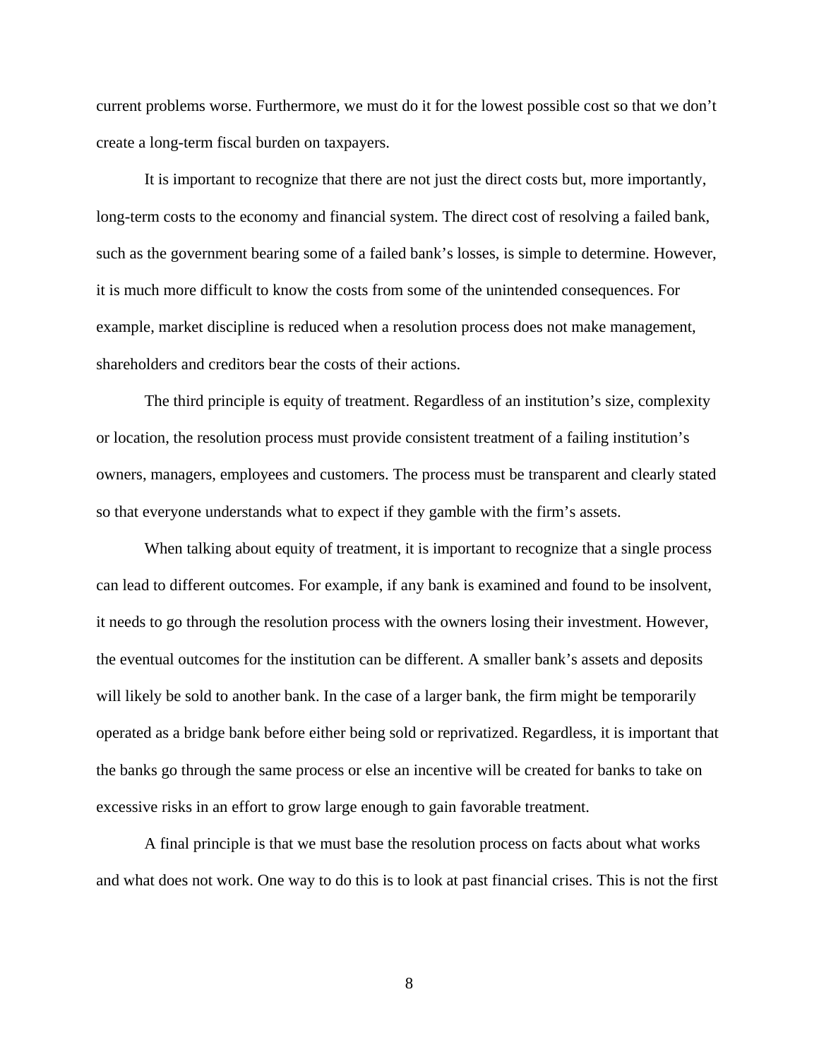current problems worse. Furthermore, we must do it for the lowest possible cost so that we don't create a long-term fiscal burden on taxpayers.

It is important to recognize that there are not just the direct costs but, more importantly, long-term costs to the economy and financial system. The direct cost of resolving a failed bank, such as the government bearing some of a failed bank's losses, is simple to determine. However, it is much more difficult to know the costs from some of the unintended consequences. For example, market discipline is reduced when a resolution process does not make management, shareholders and creditors bear the costs of their actions.

The third principle is equity of treatment. Regardless of an institution's size, complexity or location, the resolution process must provide consistent treatment of a failing institution's owners, managers, employees and customers. The process must be transparent and clearly stated so that everyone understands what to expect if they gamble with the firm's assets.

When talking about equity of treatment, it is important to recognize that a single process can lead to different outcomes. For example, if any bank is examined and found to be insolvent, it needs to go through the resolution process with the owners losing their investment. However, the eventual outcomes for the institution can be different. A smaller bank's assets and deposits will likely be sold to another bank. In the case of a larger bank, the firm might be temporarily operated as a bridge bank before either being sold or reprivatized. Regardless, it is important that the banks go through the same process or else an incentive will be created for banks to take on excessive risks in an effort to grow large enough to gain favorable treatment.

A final principle is that we must base the resolution process on facts about what works and what does not work. One way to do this is to look at past financial crises. This is not the first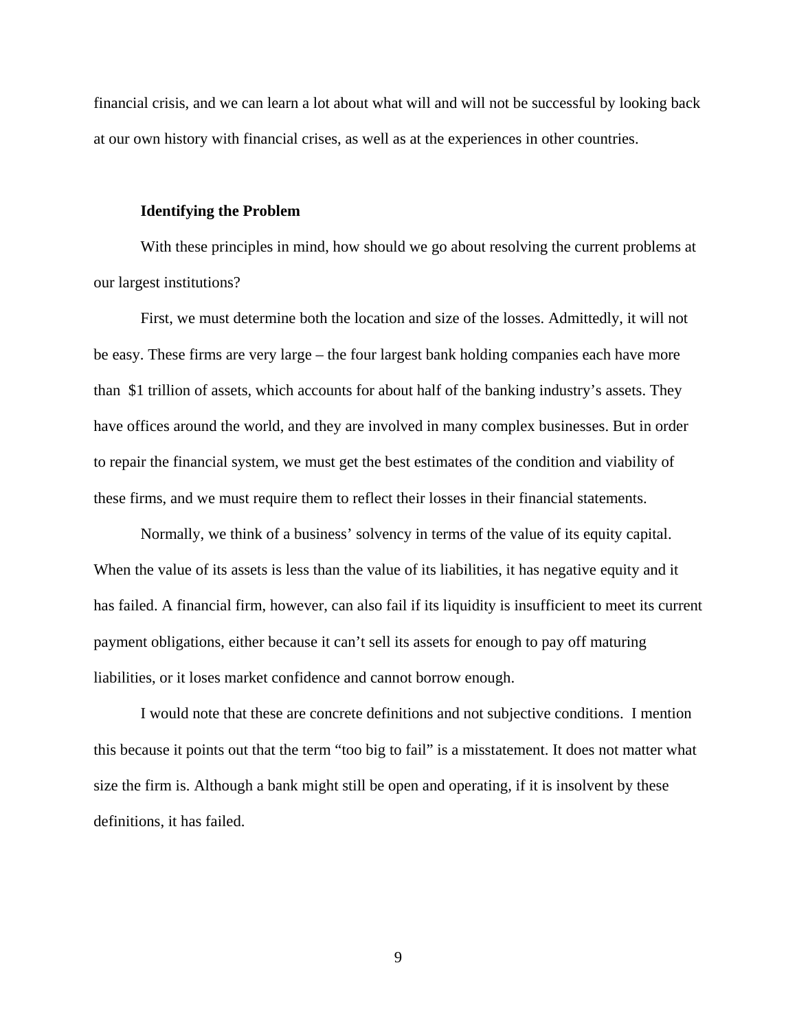financial crisis, and we can learn a lot about what will and will not be successful by looking back at our own history with financial crises, as well as at the experiences in other countries.

**Identifying the Problem**

With these principles in mind, how should we go about resolving the current problems at our largest institutions?

First, we must determine both the location and size of the losses. Admittedly, it will not be easy. These firms are very large – the four largest bank holding companies each have more than $1 trillion of assets, which accounts for about half of the banking industry's assets. They have offices around the world, and they are involved in many complex businesses. But in order to repair the financial system, we must get the best estimates of the condition and viability of these firms, and we must require them to reflect their losses in their financial statements.

Normally, we think of a business' solvency in terms of the value of its equity capital. When the value of its assets is less than the value of its liabilities, it has negative equity and it has failed. A financial firm, however, can also fail if its liquidity is insufficient to meet its current payment obligations, either because it can't sell its assets for enough to pay off maturing liabilities, or it loses market confidence and cannot borrow enough.

I would note that these are concrete definitions and not subjective conditions. I mention this because it points out that the term "too big to fail" is a misstatement. It does not matter what size the firm is. Although a bank might still be open and operating, if it is insolvent by these definitions, it has failed.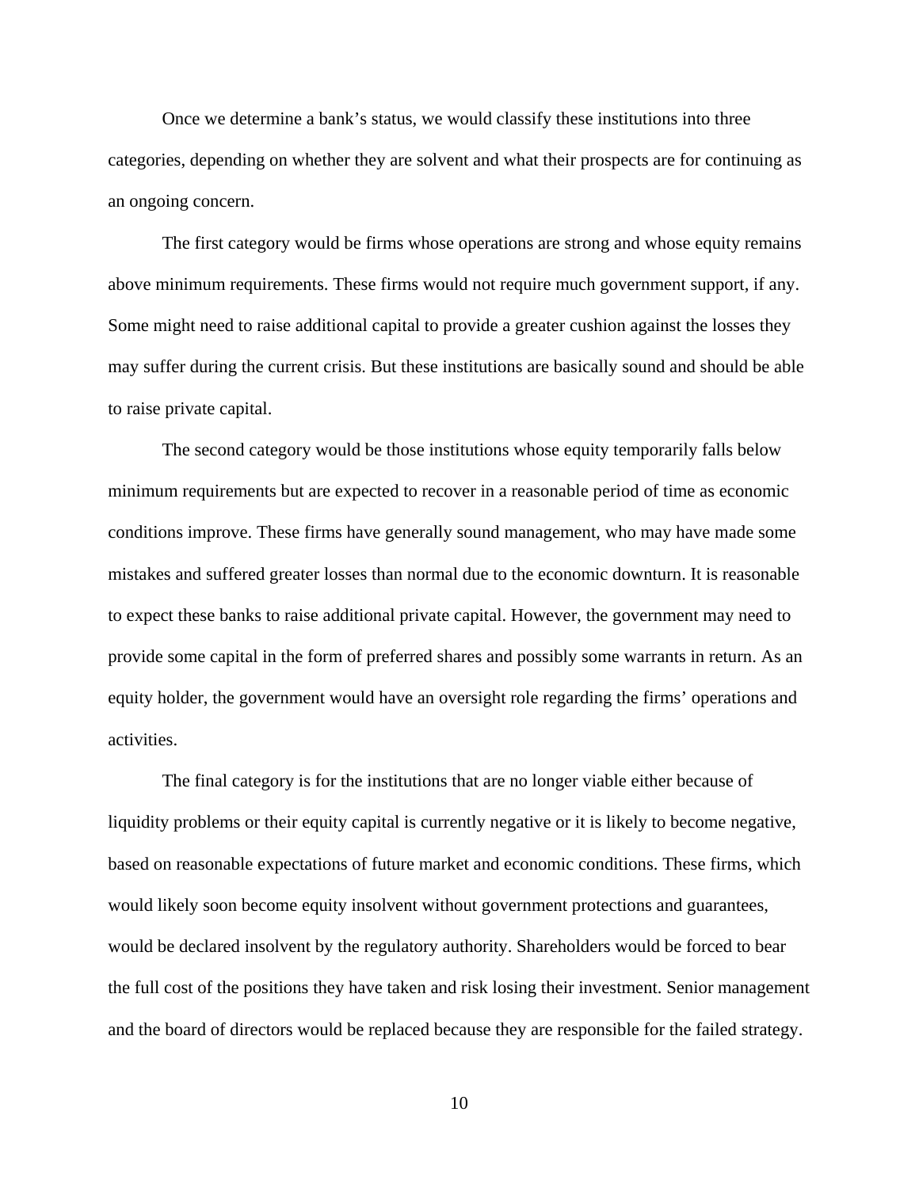Once we determine a bank's status, we would classify these institutions into three categories, depending on whether they are solvent and what their prospects are for continuing as an ongoing concern.

The first category would be firms whose operations are strong and whose equity remains above minimum requirements. These firms would not require much government support, if any. Some might need to raise additional capital to provide a greater cushion against the losses they may suffer during the current crisis. But these institutions are basically sound and should be able to raise private capital.

The second category would be those institutions whose equity temporarily falls below minimum requirements but are expected to recover in a reasonable period of time as economic conditions improve. These firms have generally sound management, who may have made some mistakes and suffered greater losses than normal due to the economic downturn. It is reasonable to expect these banks to raise additional private capital. However, the government may need to provide some capital in the form of preferred shares and possibly some warrants in return. As an equity holder, the government would have an oversight role regarding the firms' operations and activities.

The final category is for the institutions that are no longer viable either because of liquidity problems or their equity capital is currently negative or it is likely to become negative, based on reasonable expectations of future market and economic conditions. These firms, which would likely soon become equity insolvent without government protections and guarantees, would be declared insolvent by the regulatory authority. Shareholders would be forced to bear the full cost of the positions they have taken and risk losing their investment. Senior management and the board of directors would be replaced because they are responsible for the failed strategy.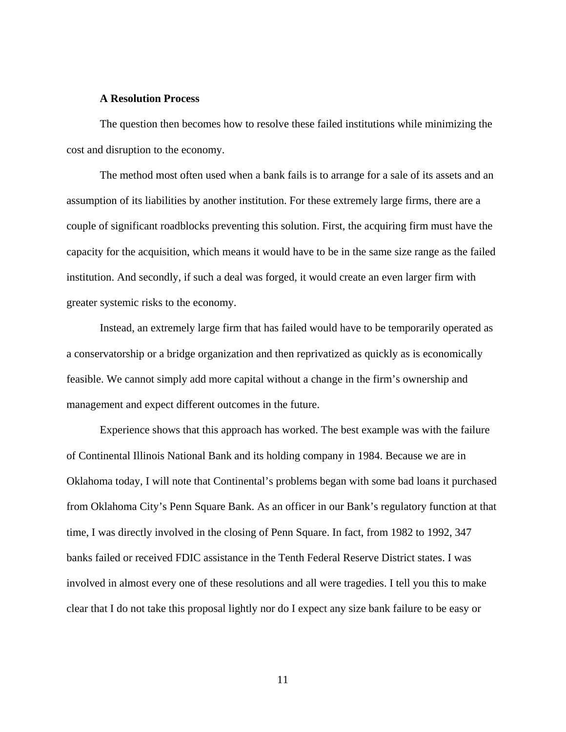### A Resolution Process

The question then becomes how to resolve these failed institutions while minimizing the cost and disruption to the economy.

The method most often used when a bank fails is to arrange for a sale of its assets and an assumption of its liabilities by another institution. For these extremely large firms, there are a couple of significant roadblocks preventing this solution. First, the acquiring firm must have the capacity for the acquisition, which means it would have to be in the same size range as the failed institution. And secondly, if such a deal was forged, it would create an even larger firm with greater systemic risks to the economy.

Instead, an extremely large firm that has failed would have to be temporarily operated as a conservatorship or a bridge organization and then reprivatized as quickly as is economically feasible. We cannot simply add more capital without a change in the firm's ownership and management and expect different outcomes in the future.

Experience shows that this approach has worked. The best example was with the failure of Continental Illinois National Bank and its holding company in 1984. Because we are in Oklahoma today, I will note that Continental's problems began with some bad loans it purchased from Oklahoma City's Penn Square Bank. As an officer in our Bank's regulatory function at that time, I was directly involved in the closing of Penn Square. In fact, from 1982 to 1992, 347 banks failed or received FDIC assistance in the Tenth Federal Reserve District states. I was involved in almost every one of these resolutions and all were tragedies. I tell you this to make clear that I do not take this proposal lightly nor do I expect any size bank failure to be easy or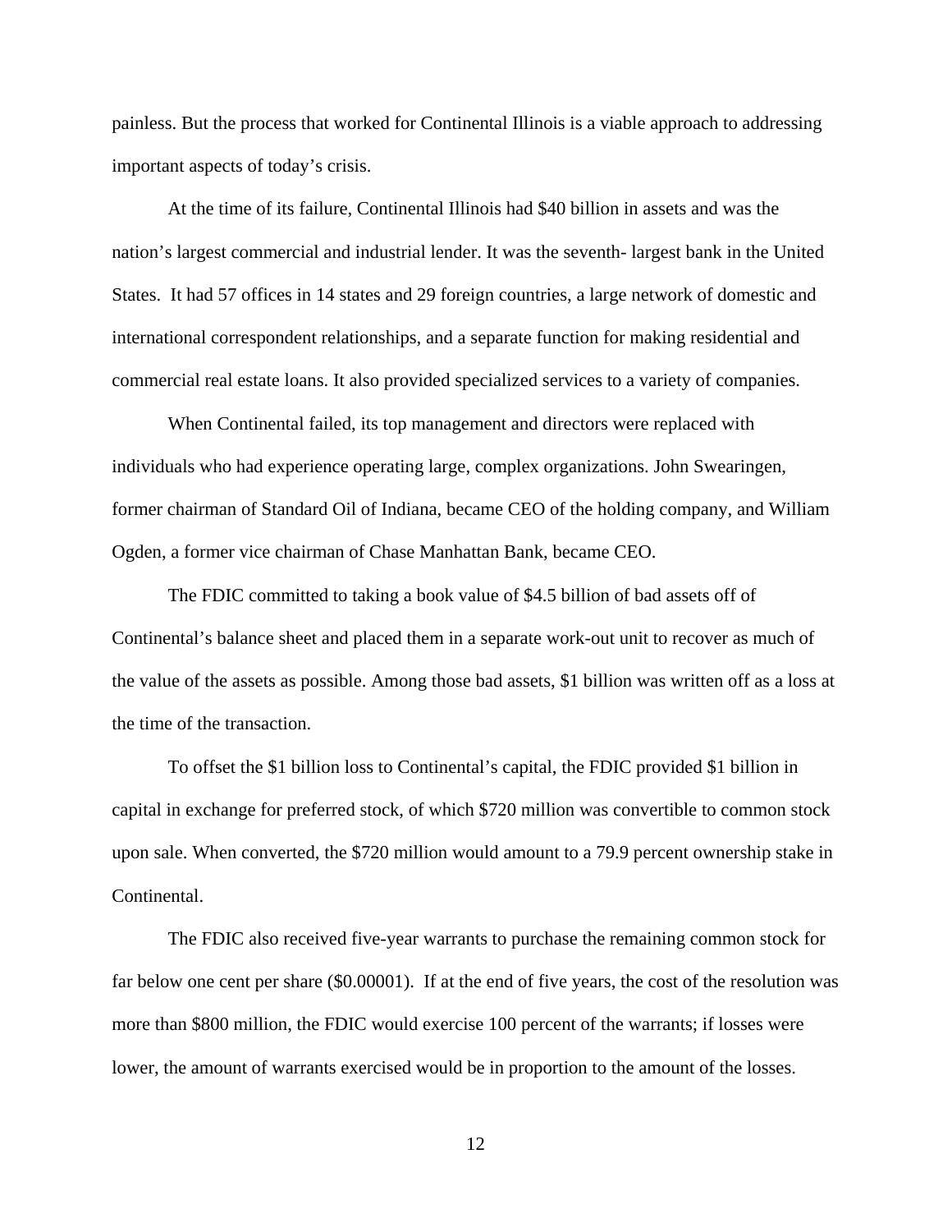painless. But the process that worked for Continental Illinois is a viable approach to addressing important aspects of today's crisis.

At the time of its failure, Continental Illinois had $40 billion in assets and was the nation's largest commercial and industrial lender. It was the seventh- largest bank in the United States. It had 57 offices in 14 states and 29 foreign countries, a large network of domestic and international correspondent relationships, and a separate function for making residential and commercial real estate loans. It also provided specialized services to a variety of companies.

When Continental failed, its top management and directors were replaced with individuals who had experience operating large, complex organizations. John Swearingen, former chairman of Standard Oil of Indiana, became CEO of the holding company, and William Ogden, a former vice chairman of Chase Manhattan Bank, became CEO.

The FDIC committed to taking a book value of $4.5 billion of bad assets off of Continental's balance sheet and placed them in a separate work-out unit to recover as much of the value of the assets as possible. Among those bad assets, $1 billion was written off as a loss at the time of the transaction.

To offset the $1 billion loss to Continental's capital, the FDIC provided $1 billion in capital in exchange for preferred stock, of which $720 million was convertible to common stock upon sale. When converted, the $720 million would amount to a 79.9 percent ownership stake in Continental.

The FDIC also received five-year warrants to purchase the remaining common stock for far below one cent per share ($0.00001). If at the end of five years, the cost of the resolution was more than $800 million, the FDIC would exercise 100 percent of the warrants; if losses were lower, the amount of warrants exercised would be in proportion to the amount of the losses.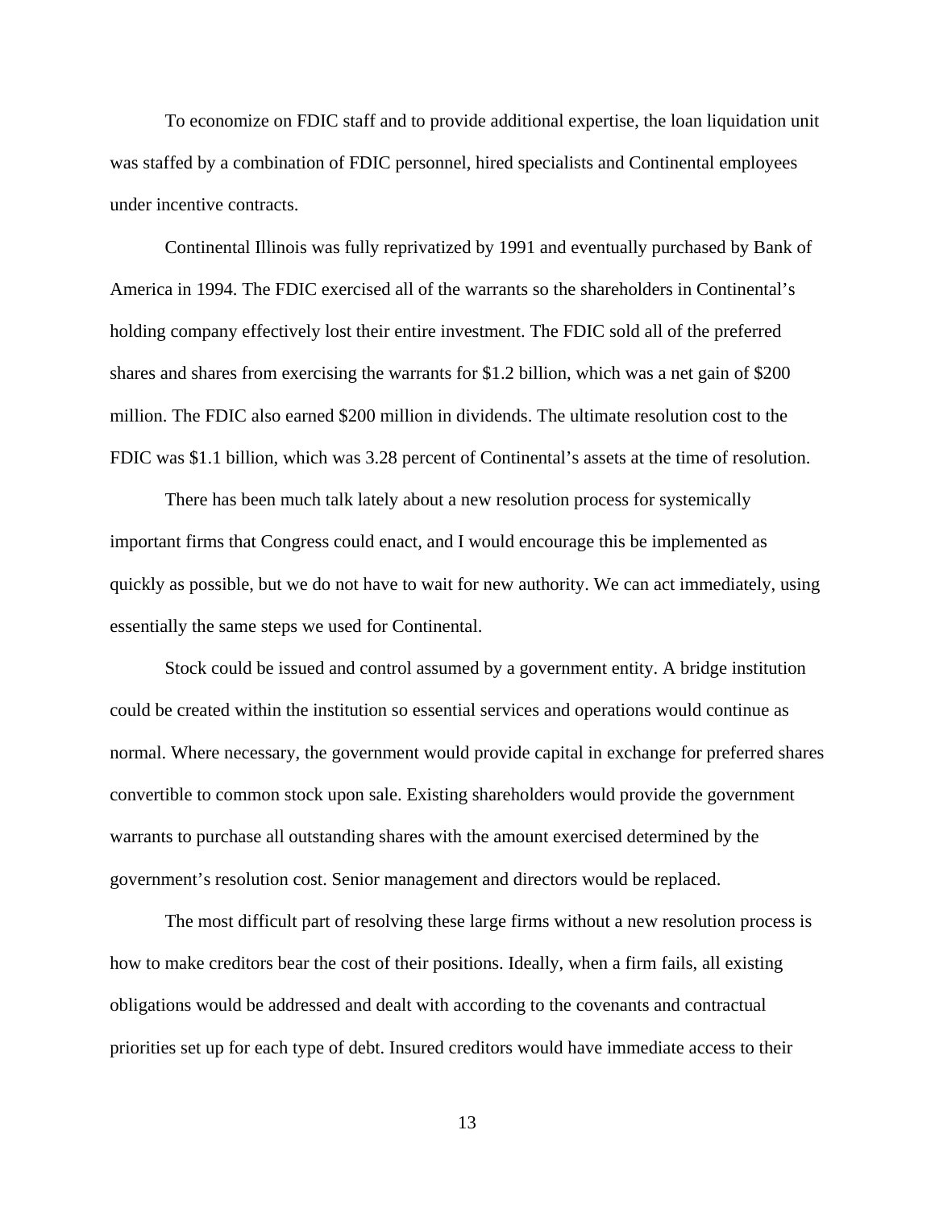To economize on FDIC staff and to provide additional expertise, the loan liquidation unit was staffed by a combination of FDIC personnel, hired specialists and Continental employees under incentive contracts.

Continental Illinois was fully reprivatized by 1991 and eventually purchased by Bank of America in 1994. The FDIC exercised all of the warrants so the shareholders in Continental's holding company effectively lost their entire investment. The FDIC sold all of the preferred shares and shares from exercising the warrants for $1.2 billion, which was a net gain of $200 million. The FDIC also earned $200 million in dividends. The ultimate resolution cost to the FDIC was $1.1 billion, which was 3.28 percent of Continental's assets at the time of resolution.

There has been much talk lately about a new resolution process for systemically important firms that Congress could enact, and I would encourage this be implemented as quickly as possible, but we do not have to wait for new authority. We can act immediately, using essentially the same steps we used for Continental.

Stock could be issued and control assumed by a government entity. A bridge institution could be created within the institution so essential services and operations would continue as normal. Where necessary, the government would provide capital in exchange for preferred shares convertible to common stock upon sale. Existing shareholders would provide the government warrants to purchase all outstanding shares with the amount exercised determined by the government's resolution cost. Senior management and directors would be replaced.

The most difficult part of resolving these large firms without a new resolution process is how to make creditors bear the cost of their positions. Ideally, when a firm fails, all existing obligations would be addressed and dealt with according to the covenants and contractual priorities set up for each type of debt. Insured creditors would have immediate access to their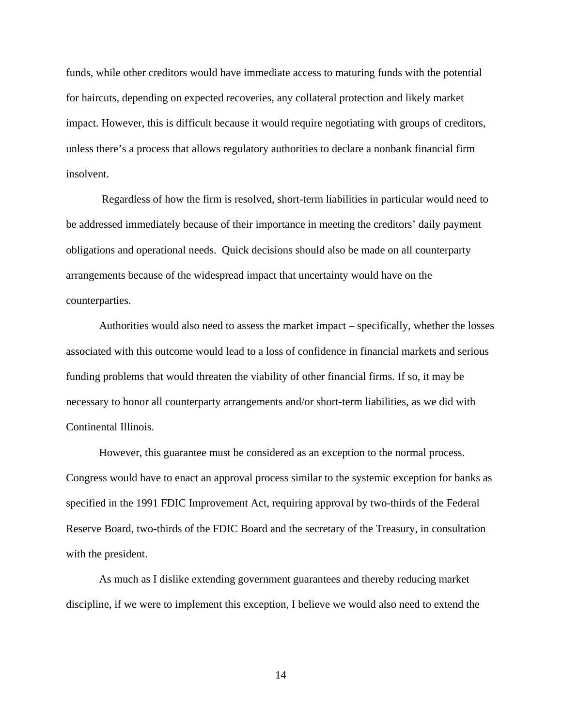funds, while other creditors would have immediate access to maturing funds with the potential for haircuts, depending on expected recoveries, any collateral protection and likely market impact. However, this is difficult because it would require negotiating with groups of creditors, unless there's a process that allows regulatory authorities to declare a nonbank financial firm insolvent.

Regardless of how the firm is resolved, short-term liabilities in particular would need to be addressed immediately because of their importance in meeting the creditors' daily payment obligations and operational needs. Quick decisions should also be made on all counterparty arrangements because of the widespread impact that uncertainty would have on the counterparties.

Authorities would also need to assess the market impact – specifically, whether the losses associated with this outcome would lead to a loss of confidence in financial markets and serious funding problems that would threaten the viability of other financial firms. If so, it may be necessary to honor all counterparty arrangements and/or short-term liabilities, as we did with Continental Illinois.

However, this guarantee must be considered as an exception to the normal process. Congress would have to enact an approval process similar to the systemic exception for banks as specified in the 1991 FDIC Improvement Act, requiring approval by two-thirds of the Federal Reserve Board, two-thirds of the FDIC Board and the secretary of the Treasury, in consultation with the president.

As much as I dislike extending government guarantees and thereby reducing market discipline, if we were to implement this exception, I believe we would also need to extend the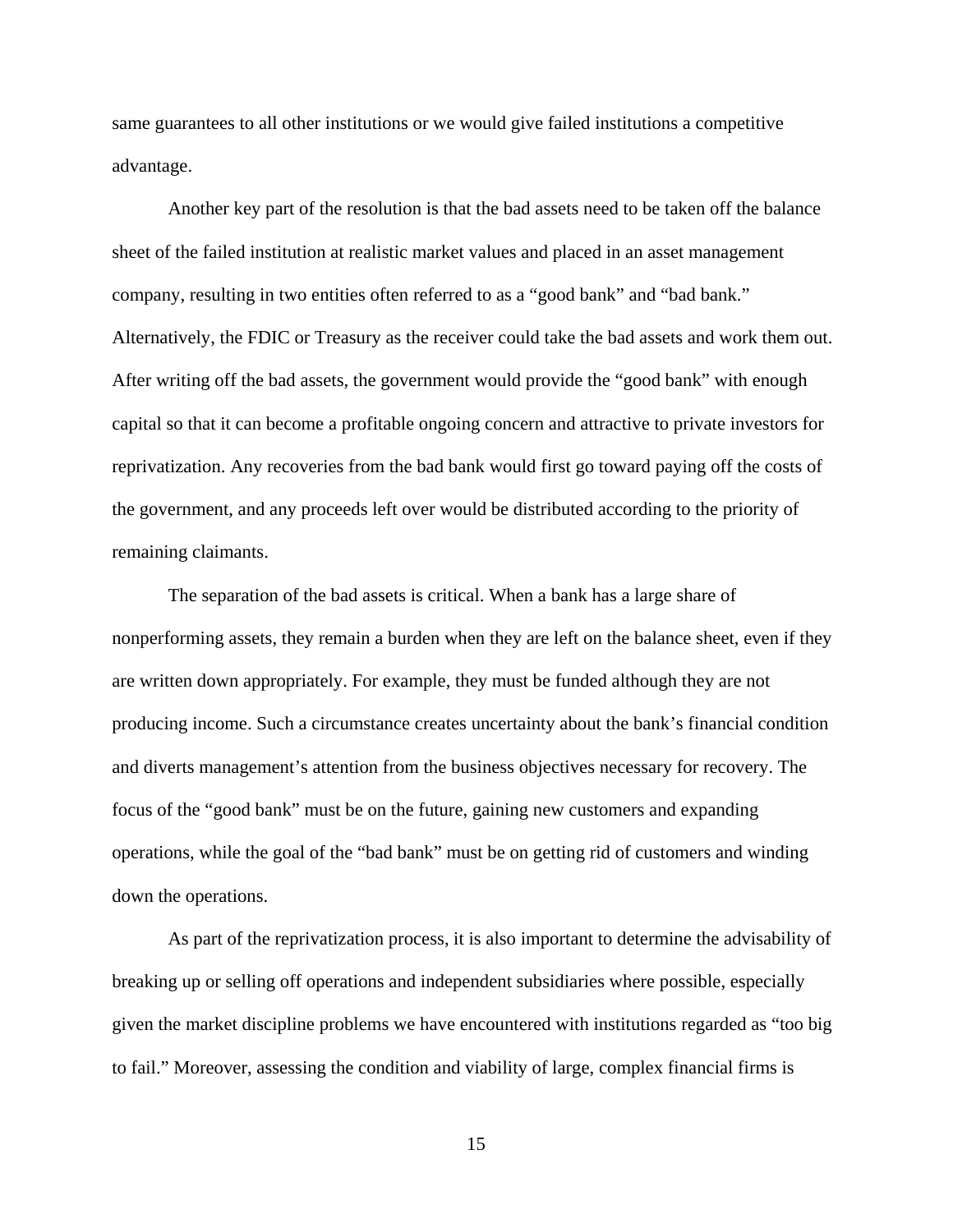same guarantees to all other institutions or we would give failed institutions a competitive advantage.

Another key part of the resolution is that the bad assets need to be taken off the balance sheet of the failed institution at realistic market values and placed in an asset management company, resulting in two entities often referred to as a "good bank" and "bad bank." Alternatively, the FDIC or Treasury as the receiver could take the bad assets and work them out. After writing off the bad assets, the government would provide the "good bank" with enough capital so that it can become a profitable ongoing concern and attractive to private investors for reprivatization. Any recoveries from the bad bank would first go toward paying off the costs of the government, and any proceeds left over would be distributed according to the priority of remaining claimants.

The separation of the bad assets is critical. When a bank has a large share of nonperforming assets, they remain a burden when they are left on the balance sheet, even if they are written down appropriately. For example, they must be funded although they are not producing income. Such a circumstance creates uncertainty about the bank's financial condition and diverts management's attention from the business objectives necessary for recovery. The focus of the "good bank" must be on the future, gaining new customers and expanding operations, while the goal of the "bad bank" must be on getting rid of customers and winding down the operations.

As part of the reprivatization process, it is also important to determine the advisability of breaking up or selling off operations and independent subsidiaries where possible, especially given the market discipline problems we have encountered with institutions regarded as "too big to fail." Moreover, assessing the condition and viability of large, complex financial firms is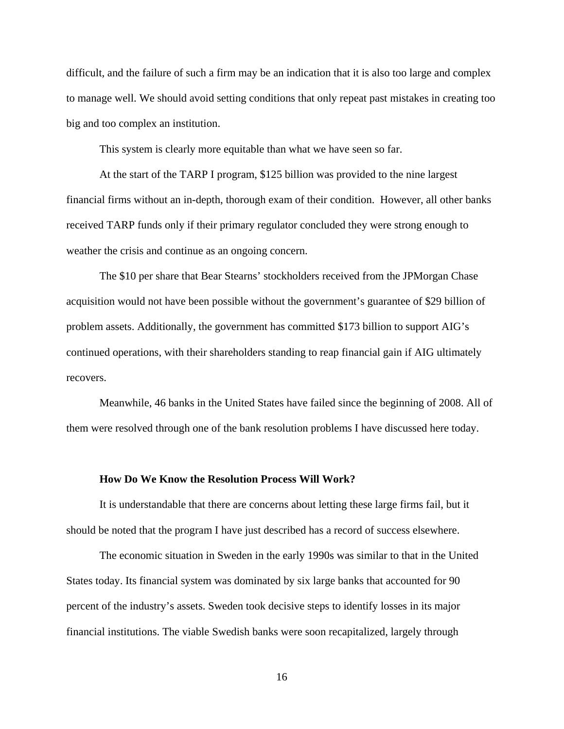difficult, and the failure of such a firm may be an indication that it is also too large and complex to manage well. We should avoid setting conditions that only repeat past mistakes in creating too big and too complex an institution.

This system is clearly more equitable than what we have seen so far.

At the start of the TARP I program, $125 billion was provided to the nine largest financial firms without an in-depth, thorough exam of their condition. However, all other banks received TARP funds only if their primary regulator concluded they were strong enough to weather the crisis and continue as an ongoing concern.

The $10 per share that Bear Stearns' stockholders received from the JPMorgan Chase acquisition would not have been possible without the government's guarantee of $29 billion of problem assets. Additionally, the government has committed $173 billion to support AIG's continued operations, with their shareholders standing to reap financial gain if AIG ultimately recovers.

Meanwhile, 46 banks in the United States have failed since the beginning of 2008. All of them were resolved through one of the bank resolution problems I have discussed here today.

**How Do We Know the Resolution Process Will Work?**

It is understandable that there are concerns about letting these large firms fail, but it should be noted that the program I have just described has a record of success elsewhere.

The economic situation in Sweden in the early 1990s was similar to that in the United States today. Its financial system was dominated by six large banks that accounted for 90 percent of the industry's assets. Sweden took decisive steps to identify losses in its major financial institutions. The viable Swedish banks were soon recapitalized, largely through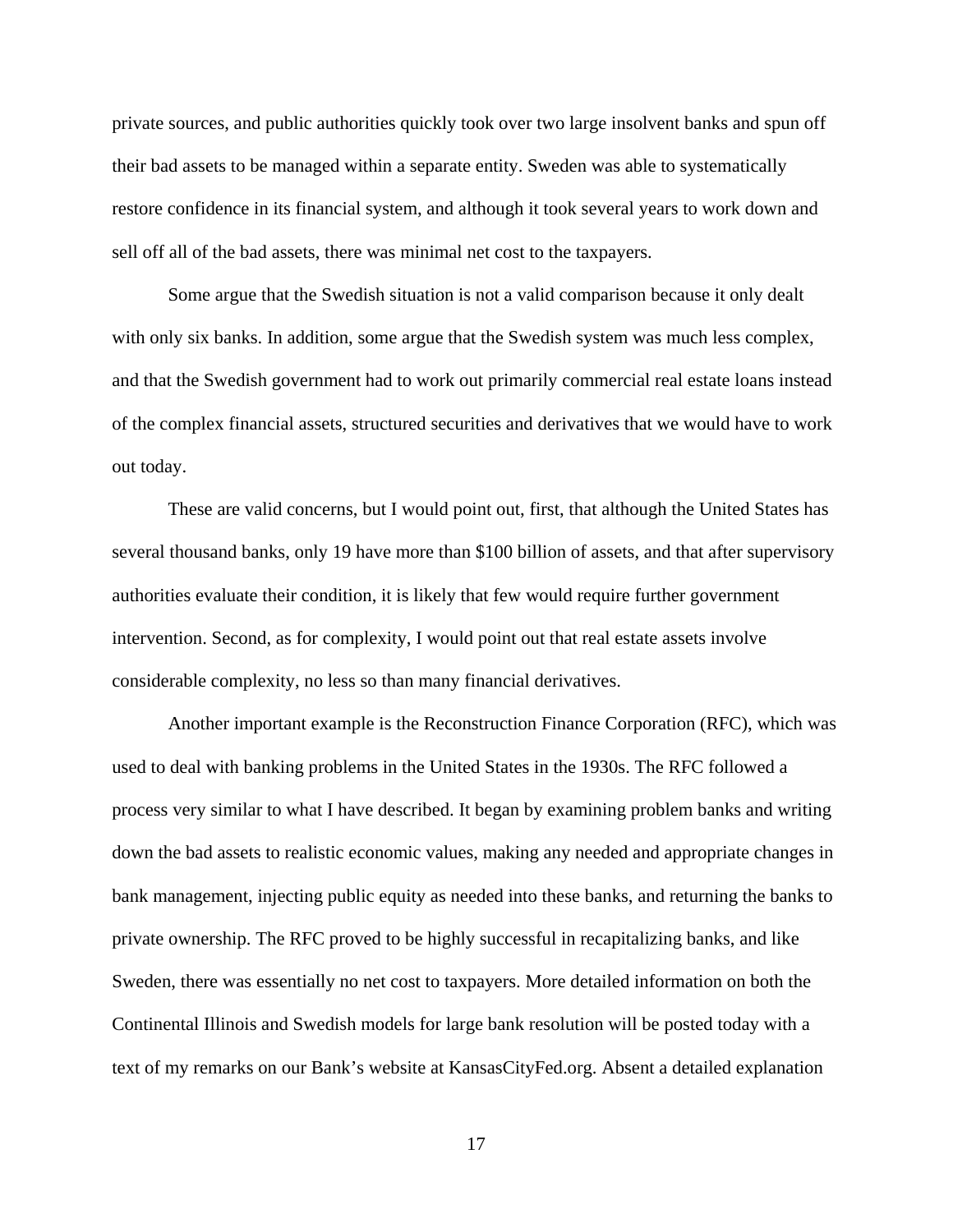private sources, and public authorities quickly took over two large insolvent banks and spun off their bad assets to be managed within a separate entity. Sweden was able to systematically restore confidence in its financial system, and although it took several years to work down and sell off all of the bad assets, there was minimal net cost to the taxpayers.

Some argue that the Swedish situation is not a valid comparison because it only dealt with only six banks. In addition, some argue that the Swedish system was much less complex, and that the Swedish government had to work out primarily commercial real estate loans instead of the complex financial assets, structured securities and derivatives that we would have to work out today.

These are valid concerns, but I would point out, first, that although the United States has several thousand banks, only 19 have more than $100 billion of assets, and that after supervisory authorities evaluate their condition, it is likely that few would require further government intervention. Second, as for complexity, I would point out that real estate assets involve considerable complexity, no less so than many financial derivatives.

Another important example is the Reconstruction Finance Corporation (RFC), which was used to deal with banking problems in the United States in the 1930s. The RFC followed a process very similar to what I have described. It began by examining problem banks and writing down the bad assets to realistic economic values, making any needed and appropriate changes in bank management, injecting public equity as needed into these banks, and returning the banks to private ownership. The RFC proved to be highly successful in recapitalizing banks, and like Sweden, there was essentially no net cost to taxpayers. More detailed information on both the Continental Illinois and Swedish models for large bank resolution will be posted today with a text of my remarks on our Bank's website at KansasCityFed.org. Absent a detailed explanation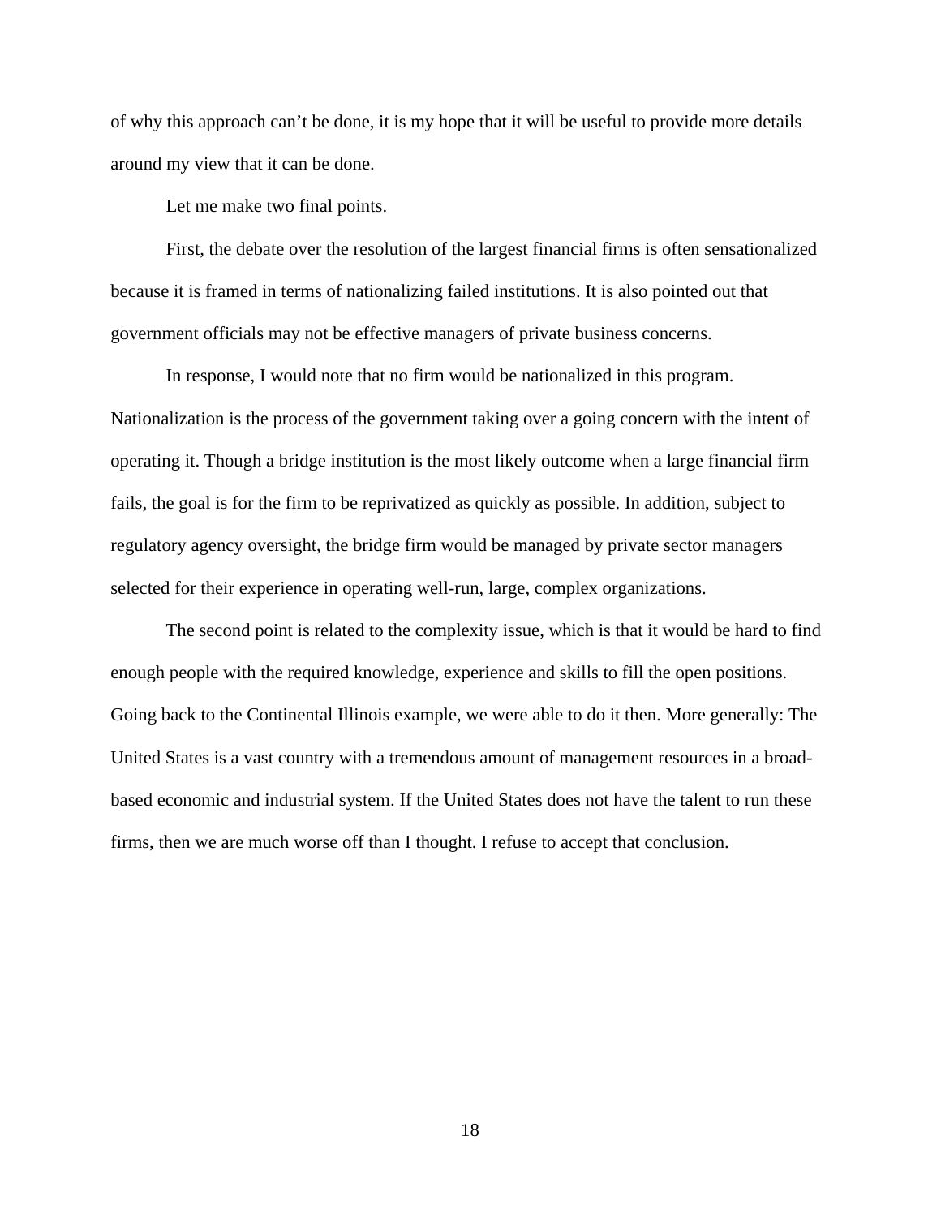of why this approach can't be done, it is my hope that it will be useful to provide more details around my view that it can be done.

Let me make two final points.

First, the debate over the resolution of the largest financial firms is often sensationalized because it is framed in terms of nationalizing failed institutions. It is also pointed out that government officials may not be effective managers of private business concerns.

In response, I would note that no firm would be nationalized in this program. Nationalization is the process of the government taking over a going concern with the intent of operating it. Though a bridge institution is the most likely outcome when a large financial firm fails, the goal is for the firm to be reprivatized as quickly as possible. In addition, subject to regulatory agency oversight, the bridge firm would be managed by private sector managers selected for their experience in operating well-run, large, complex organizations.

The second point is related to the complexity issue, which is that it would be hard to find enough people with the required knowledge, experience and skills to fill the open positions. Going back to the Continental Illinois example, we were able to do it then. More generally: The United States is a vast country with a tremendous amount of management resources in a broad-based economic and industrial system. If the United States does not have the talent to run these firms, then we are much worse off than I thought. I refuse to accept that conclusion.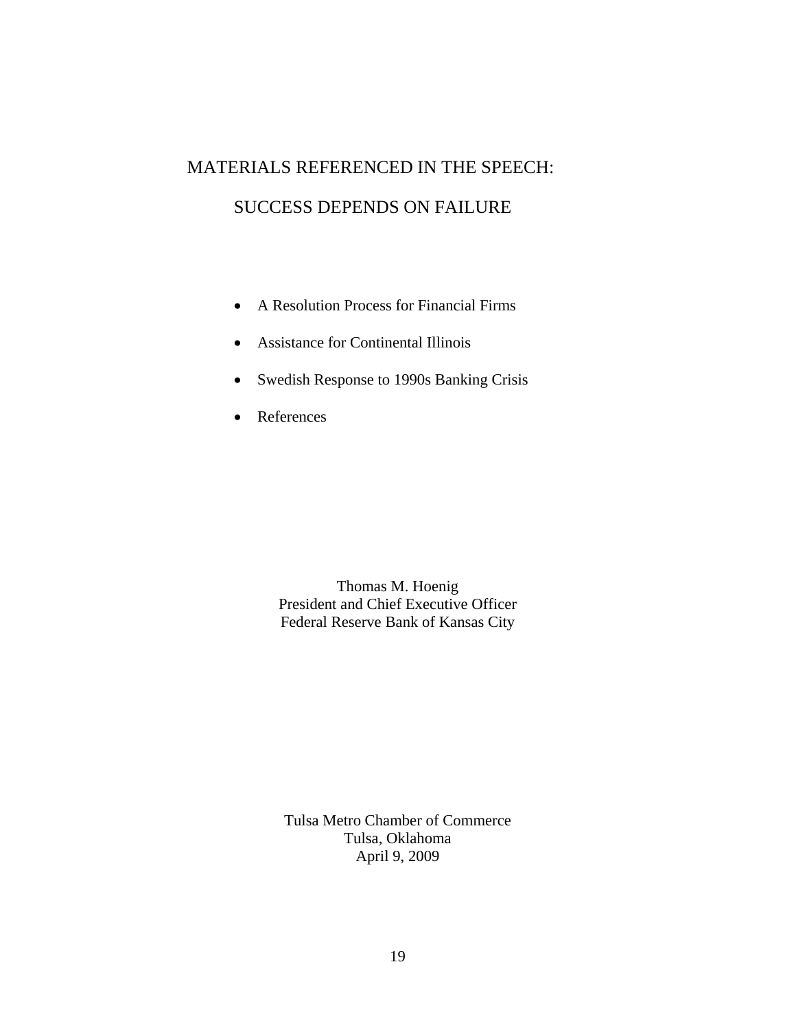# MATERIALS REFERENCED IN THE SPEECH:

# SUCCESS DEPENDS ON FAILURE

- A Resolution Process for Financial Firms
- Assistance for Continental Illinois
- Swedish Response to 1990s Banking Crisis
- References

Thomas M. Hoenig
President and Chief Executive Officer
Federal Reserve Bank of Kansas City

Tulsa Metro Chamber of Commerce
Tulsa, Oklahoma
April 9, 2009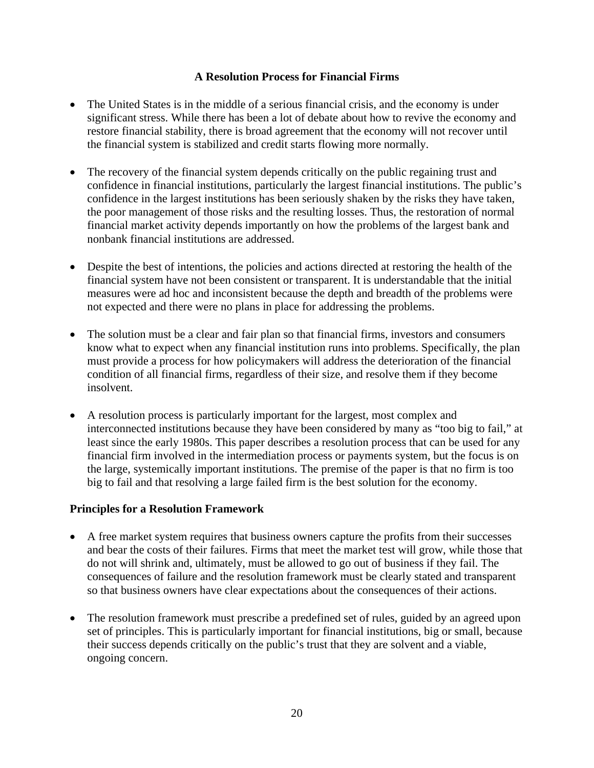## A Resolution Process for Financial Firms

- The United States is in the middle of a serious financial crisis, and the economy is under significant stress. While there has been a lot of debate about how to revive the economy and restore financial stability, there is broad agreement that the economy will not recover until the financial system is stabilized and credit starts flowing more normally.

- The recovery of the financial system depends critically on the public regaining trust and confidence in financial institutions, particularly the largest financial institutions. The public's confidence in the largest institutions has been seriously shaken by the risks they have taken, the poor management of those risks and the resulting losses. Thus, the restoration of normal financial market activity depends importantly on how the problems of the largest bank and nonbank financial institutions are addressed.

- Despite the best of intentions, the policies and actions directed at restoring the health of the financial system have not been consistent or transparent. It is understandable that the initial measures were ad hoc and inconsistent because the depth and breadth of the problems were not expected and there were no plans in place for addressing the problems.

- The solution must be a clear and fair plan so that financial firms, investors and consumers know what to expect when any financial institution runs into problems. Specifically, the plan must provide a process for how policymakers will address the deterioration of the financial condition of all financial firms, regardless of their size, and resolve them if they become insolvent.

- A resolution process is particularly important for the largest, most complex and interconnected institutions because they have been considered by many as "too big to fail," at least since the early 1980s. This paper describes a resolution process that can be used for any financial firm involved in the intermediation process or payments system, but the focus is on the large, systemically important institutions. The premise of the paper is that no firm is too big to fail and that resolving a large failed firm is the best solution for the economy.

### Principles for a Resolution Framework

- A free market system requires that business owners capture the profits from their successes and bear the costs of their failures. Firms that meet the market test will grow, while those that do not will shrink and, ultimately, must be allowed to go out of business if they fail. The consequences of failure and the resolution framework must be clearly stated and transparent so that business owners have clear expectations about the consequences of their actions.

- The resolution framework must prescribe a predefined set of rules, guided by an agreed upon set of principles. This is particularly important for financial institutions, big or small, because their success depends critically on the public's trust that they are solvent and a viable, ongoing concern.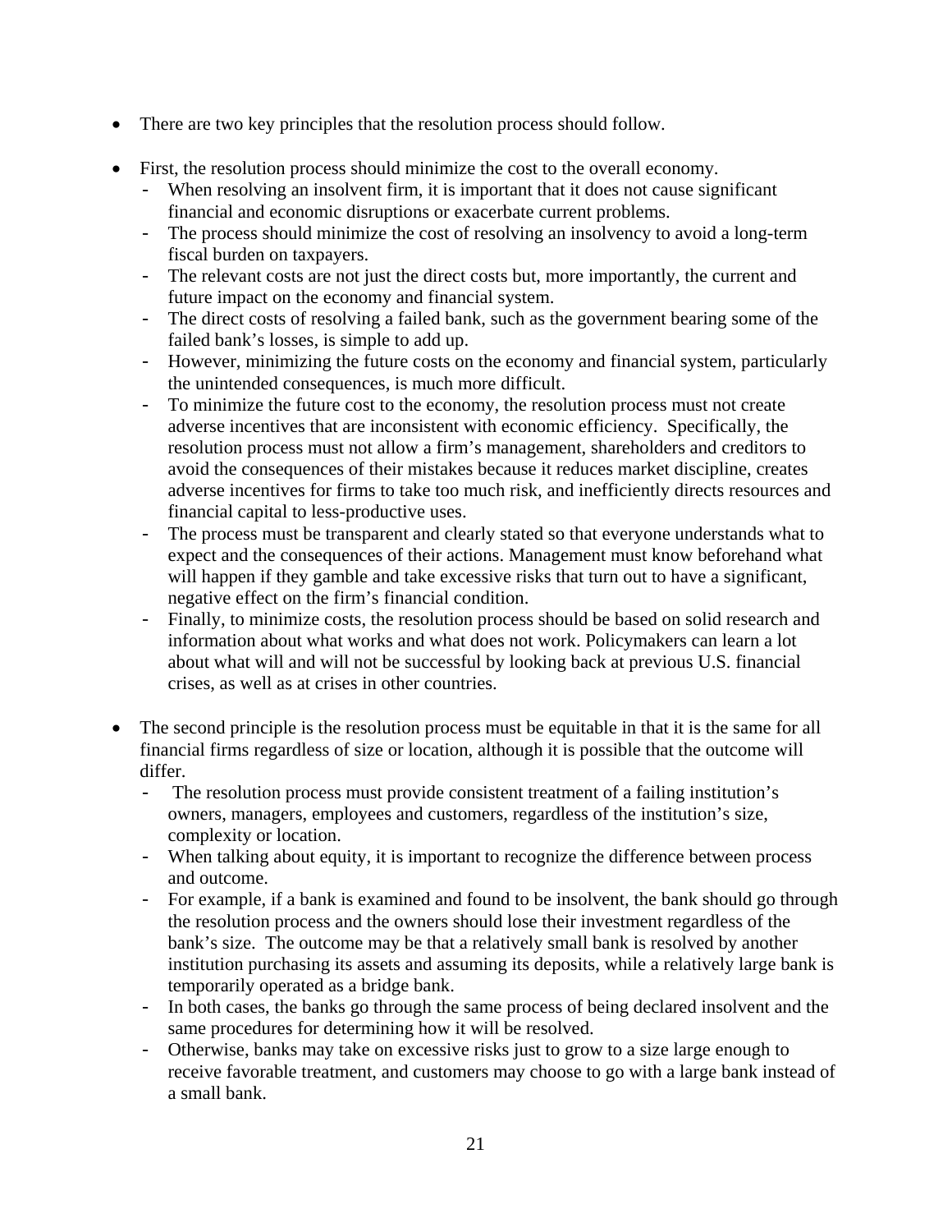- There are two key principles that the resolution process should follow.

- First, the resolution process should minimize the cost to the overall economy.
  - When resolving an insolvent firm, it is important that it does not cause significant financial and economic disruptions or exacerbate current problems.
  - The process should minimize the cost of resolving an insolvency to avoid a long-term fiscal burden on taxpayers.
  - The relevant costs are not just the direct costs but, more importantly, the current and future impact on the economy and financial system.
  - The direct costs of resolving a failed bank, such as the government bearing some of the failed bank's losses, is simple to add up.
  - However, minimizing the future costs on the economy and financial system, particularly the unintended consequences, is much more difficult.
  - To minimize the future cost to the economy, the resolution process must not create adverse incentives that are inconsistent with economic efficiency. Specifically, the resolution process must not allow a firm's management, shareholders and creditors to avoid the consequences of their mistakes because it reduces market discipline, creates adverse incentives for firms to take too much risk, and inefficiently directs resources and financial capital to less-productive uses.
  - The process must be transparent and clearly stated so that everyone understands what to expect and the consequences of their actions. Management must know beforehand what will happen if they gamble and take excessive risks that turn out to have a significant, negative effect on the firm's financial condition.
  - Finally, to minimize costs, the resolution process should be based on solid research and information about what works and what does not work. Policymakers can learn a lot about what will and will not be successful by looking back at previous U.S. financial crises, as well as at crises in other countries.

- The second principle is the resolution process must be equitable in that it is the same for all financial firms regardless of size or location, although it is possible that the outcome will differ.
  - The resolution process must provide consistent treatment of a failing institution's owners, managers, employees and customers, regardless of the institution's size, complexity or location.
  - When talking about equity, it is important to recognize the difference between process and outcome.
  - For example, if a bank is examined and found to be insolvent, the bank should go through the resolution process and the owners should lose their investment regardless of the bank's size. The outcome may be that a relatively small bank is resolved by another institution purchasing its assets and assuming its deposits, while a relatively large bank is temporarily operated as a bridge bank.
  - In both cases, the banks go through the same process of being declared insolvent and the same procedures for determining how it will be resolved.
  - Otherwise, banks may take on excessive risks just to grow to a size large enough to receive favorable treatment, and customers may choose to go with a large bank instead of a small bank.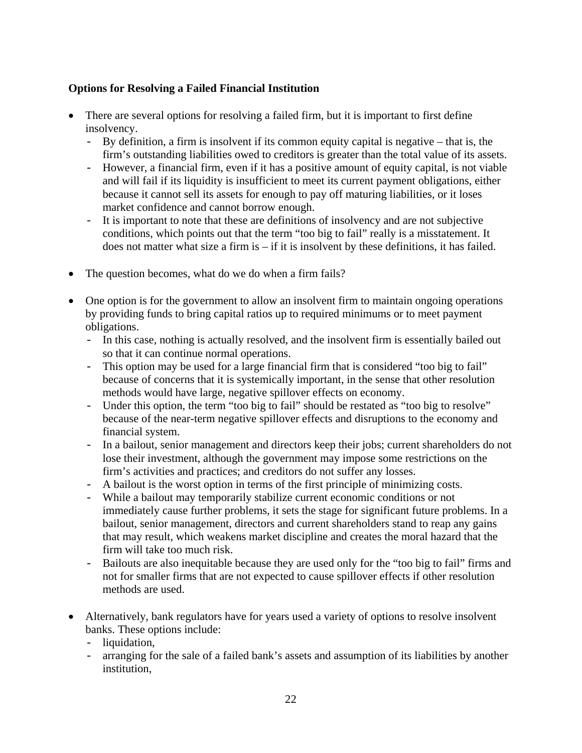**Options for Resolving a Failed Financial Institution**

- There are several options for resolving a failed firm, but it is important to first define insolvency.
  - By definition, a firm is insolvent if its common equity capital is negative – that is, the firm's outstanding liabilities owed to creditors is greater than the total value of its assets.
  - However, a financial firm, even if it has a positive amount of equity capital, is not viable and will fail if its liquidity is insufficient to meet its current payment obligations, either because it cannot sell its assets for enough to pay off maturing liabilities, or it loses market confidence and cannot borrow enough.
  - It is important to note that these are definitions of insolvency and are not subjective conditions, which points out that the term "too big to fail" really is a misstatement. It does not matter what size a firm is – if it is insolvent by these definitions, it has failed.

- The question becomes, what do we do when a firm fails?

- One option is for the government to allow an insolvent firm to maintain ongoing operations by providing funds to bring capital ratios up to required minimums or to meet payment obligations.
  - In this case, nothing is actually resolved, and the insolvent firm is essentially bailed out so that it can continue normal operations.
  - This option may be used for a large financial firm that is considered "too big to fail" because of concerns that it is systemically important, in the sense that other resolution methods would have large, negative spillover effects on economy.
  - Under this option, the term "too big to fail" should be restated as "too big to resolve" because of the near-term negative spillover effects and disruptions to the economy and financial system.
  - In a bailout, senior management and directors keep their jobs; current shareholders do not lose their investment, although the government may impose some restrictions on the firm's activities and practices; and creditors do not suffer any losses.
  - A bailout is the worst option in terms of the first principle of minimizing costs.
  - While a bailout may temporarily stabilize current economic conditions or not immediately cause further problems, it sets the stage for significant future problems. In a bailout, senior management, directors and current shareholders stand to reap any gains that may result, which weakens market discipline and creates the moral hazard that the firm will take too much risk.
  - Bailouts are also inequitable because they are used only for the "too big to fail" firms and not for smaller firms that are not expected to cause spillover effects if other resolution methods are used.

- Alternatively, bank regulators have for years used a variety of options to resolve insolvent banks. These options include:
  - liquidation,
  - arranging for the sale of a failed bank's assets and assumption of its liabilities by another institution,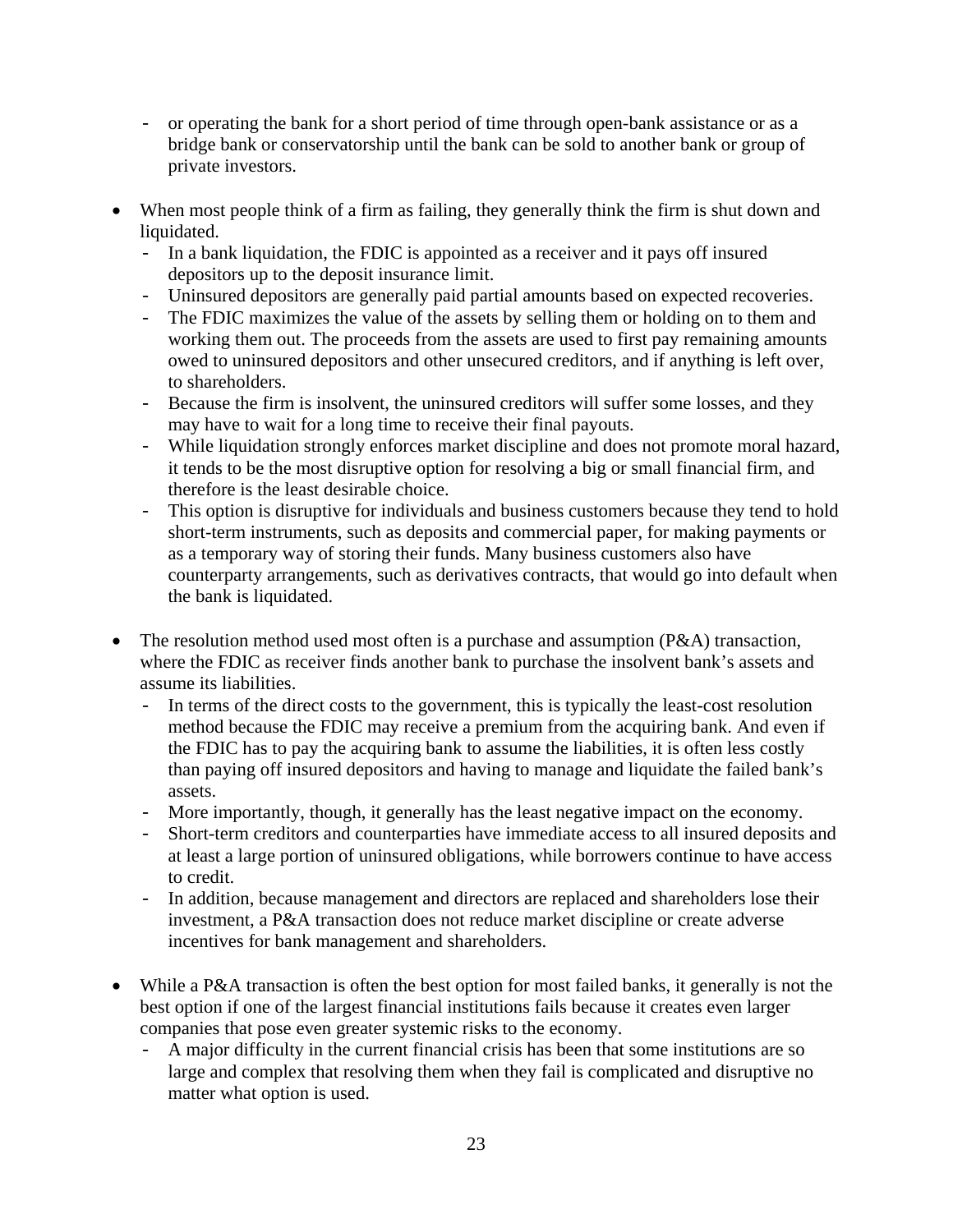- or operating the bank for a short period of time through open-bank assistance or as a bridge bank or conservatorship until the bank can be sold to another bank or group of private investors.

- When most people think of a firm as failing, they generally think the firm is shut down and liquidated.
  - In a bank liquidation, the FDIC is appointed as a receiver and it pays off insured depositors up to the deposit insurance limit.
  - Uninsured depositors are generally paid partial amounts based on expected recoveries.
  - The FDIC maximizes the value of the assets by selling them or holding on to them and working them out. The proceeds from the assets are used to first pay remaining amounts owed to uninsured depositors and other unsecured creditors, and if anything is left over, to shareholders.
  - Because the firm is insolvent, the uninsured creditors will suffer some losses, and they may have to wait for a long time to receive their final payouts.
  - While liquidation strongly enforces market discipline and does not promote moral hazard, it tends to be the most disruptive option for resolving a big or small financial firm, and therefore is the least desirable choice.
  - This option is disruptive for individuals and business customers because they tend to hold short-term instruments, such as deposits and commercial paper, for making payments or as a temporary way of storing their funds. Many business customers also have counterparty arrangements, such as derivatives contracts, that would go into default when the bank is liquidated.

- The resolution method used most often is a purchase and assumption (P&A) transaction, where the FDIC as receiver finds another bank to purchase the insolvent bank's assets and assume its liabilities.
  - In terms of the direct costs to the government, this is typically the least-cost resolution method because the FDIC may receive a premium from the acquiring bank. And even if the FDIC has to pay the acquiring bank to assume the liabilities, it is often less costly than paying off insured depositors and having to manage and liquidate the failed bank's assets.
  - More importantly, though, it generally has the least negative impact on the economy.
  - Short-term creditors and counterparties have immediate access to all insured deposits and at least a large portion of uninsured obligations, while borrowers continue to have access to credit.
  - In addition, because management and directors are replaced and shareholders lose their investment, a P&A transaction does not reduce market discipline or create adverse incentives for bank management and shareholders.

- While a P&A transaction is often the best option for most failed banks, it generally is not the best option if one of the largest financial institutions fails because it creates even larger companies that pose even greater systemic risks to the economy.
  - A major difficulty in the current financial crisis has been that some institutions are so large and complex that resolving them when they fail is complicated and disruptive no matter what option is used.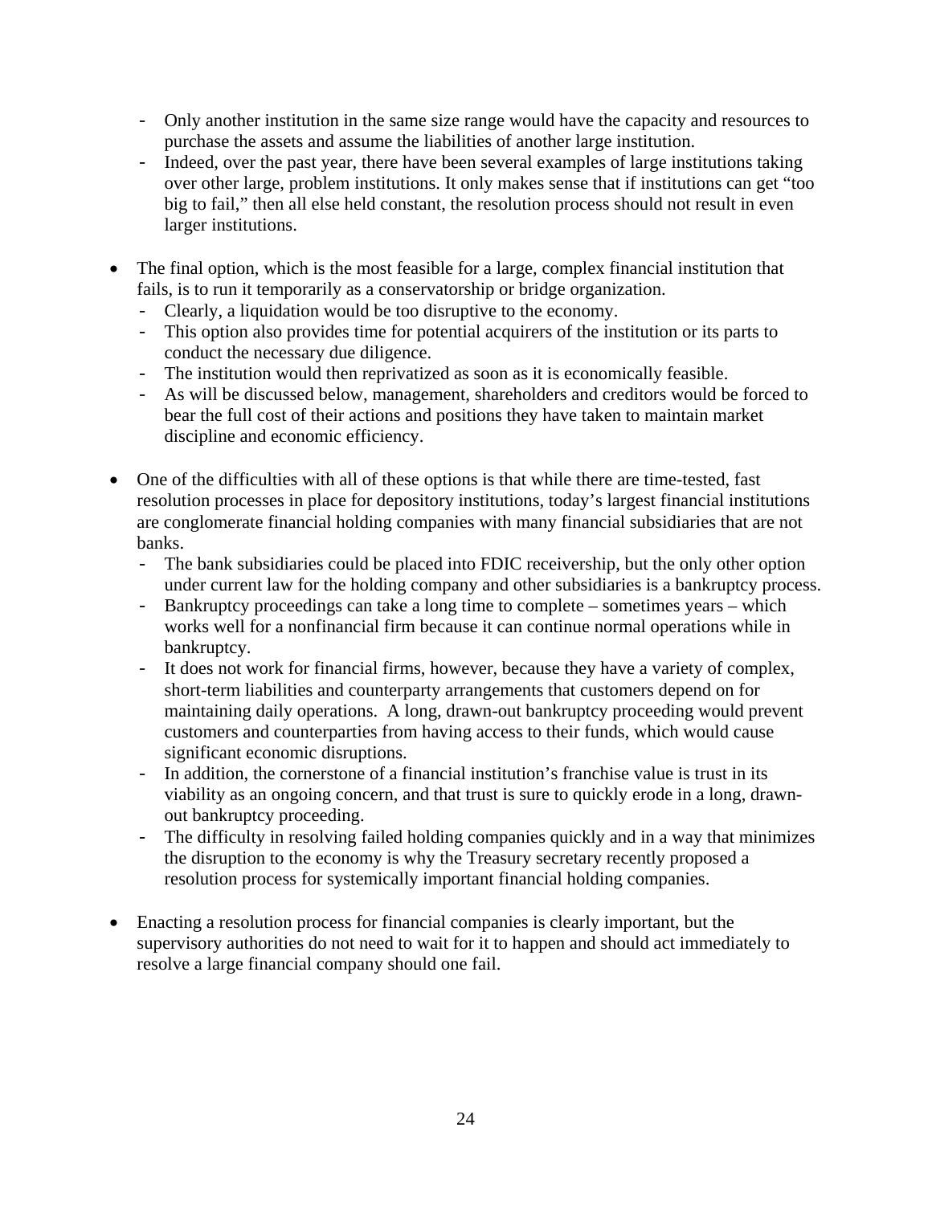- Only another institution in the same size range would have the capacity and resources to purchase the assets and assume the liabilities of another large institution.
  - Indeed, over the past year, there have been several examples of large institutions taking over other large, problem institutions. It only makes sense that if institutions can get "too big to fail," then all else held constant, the resolution process should not result in even larger institutions.

- The final option, which is the most feasible for a large, complex financial institution that fails, is to run it temporarily as a conservatorship or bridge organization.
  - Clearly, a liquidation would be too disruptive to the economy.
  - This option also provides time for potential acquirers of the institution or its parts to conduct the necessary due diligence.
  - The institution would then reprivatized as soon as it is economically feasible.
  - As will be discussed below, management, shareholders and creditors would be forced to bear the full cost of their actions and positions they have taken to maintain market discipline and economic efficiency.

- One of the difficulties with all of these options is that while there are time-tested, fast resolution processes in place for depository institutions, today's largest financial institutions are conglomerate financial holding companies with many financial subsidiaries that are not banks.
  - The bank subsidiaries could be placed into FDIC receivership, but the only other option under current law for the holding company and other subsidiaries is a bankruptcy process.
  - Bankruptcy proceedings can take a long time to complete – sometimes years – which works well for a nonfinancial firm because it can continue normal operations while in bankruptcy.
  - It does not work for financial firms, however, because they have a variety of complex, short-term liabilities and counterparty arrangements that customers depend on for maintaining daily operations. A long, drawn-out bankruptcy proceeding would prevent customers and counterparties from having access to their funds, which would cause significant economic disruptions.
  - In addition, the cornerstone of a financial institution's franchise value is trust in its viability as an ongoing concern, and that trust is sure to quickly erode in a long, drawn-out bankruptcy proceeding.
  - The difficulty in resolving failed holding companies quickly and in a way that minimizes the disruption to the economy is why the Treasury secretary recently proposed a resolution process for systemically important financial holding companies.

- Enacting a resolution process for financial companies is clearly important, but the supervisory authorities do not need to wait for it to happen and should act immediately to resolve a large financial company should one fail.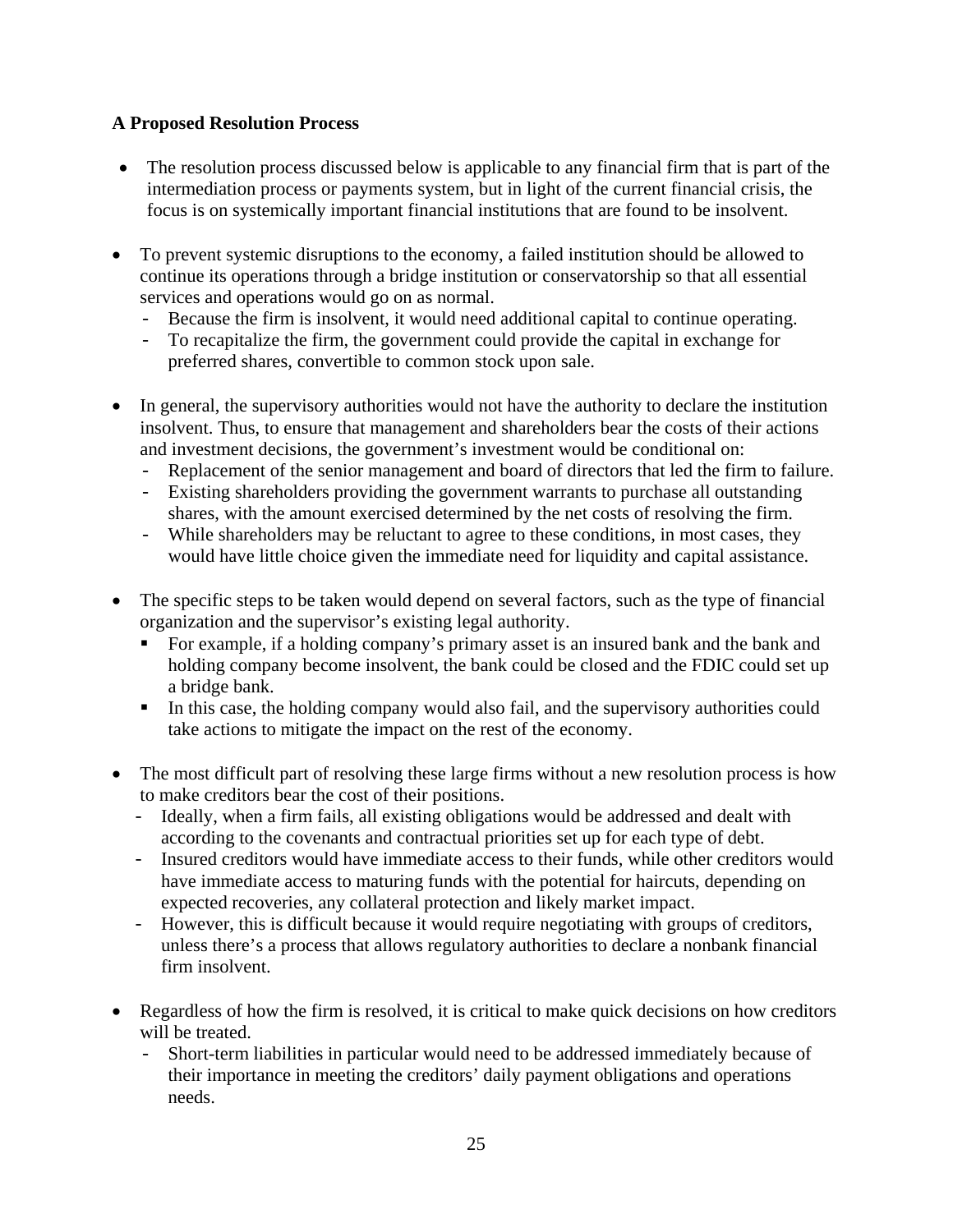**A Proposed Resolution Process**

- The resolution process discussed below is applicable to any financial firm that is part of the intermediation process or payments system, but in light of the current financial crisis, the focus is on systemically important financial institutions that are found to be insolvent.

- To prevent systemic disruptions to the economy, a failed institution should be allowed to continue its operations through a bridge institution or conservatorship so that all essential services and operations would go on as normal.
  - Because the firm is insolvent, it would need additional capital to continue operating.
  - To recapitalize the firm, the government could provide the capital in exchange for preferred shares, convertible to common stock upon sale.

- In general, the supervisory authorities would not have the authority to declare the institution insolvent. Thus, to ensure that management and shareholders bear the costs of their actions and investment decisions, the government's investment would be conditional on:
  - Replacement of the senior management and board of directors that led the firm to failure.
  - Existing shareholders providing the government warrants to purchase all outstanding shares, with the amount exercised determined by the net costs of resolving the firm.
  - While shareholders may be reluctant to agree to these conditions, in most cases, they would have little choice given the immediate need for liquidity and capital assistance.

- The specific steps to be taken would depend on several factors, such as the type of financial organization and the supervisor's existing legal authority.
  - For example, if a holding company's primary asset is an insured bank and the bank and holding company become insolvent, the bank could be closed and the FDIC could set up a bridge bank.
  - In this case, the holding company would also fail, and the supervisory authorities could take actions to mitigate the impact on the rest of the economy.

- The most difficult part of resolving these large firms without a new resolution process is how to make creditors bear the cost of their positions.
  - Ideally, when a firm fails, all existing obligations would be addressed and dealt with according to the covenants and contractual priorities set up for each type of debt.
  - Insured creditors would have immediate access to their funds, while other creditors would have immediate access to maturing funds with the potential for haircuts, depending on expected recoveries, any collateral protection and likely market impact.
  - However, this is difficult because it would require negotiating with groups of creditors, unless there's a process that allows regulatory authorities to declare a nonbank financial firm insolvent.

- Regardless of how the firm is resolved, it is critical to make quick decisions on how creditors will be treated.
  - Short-term liabilities in particular would need to be addressed immediately because of their importance in meeting the creditors' daily payment obligations and operations needs.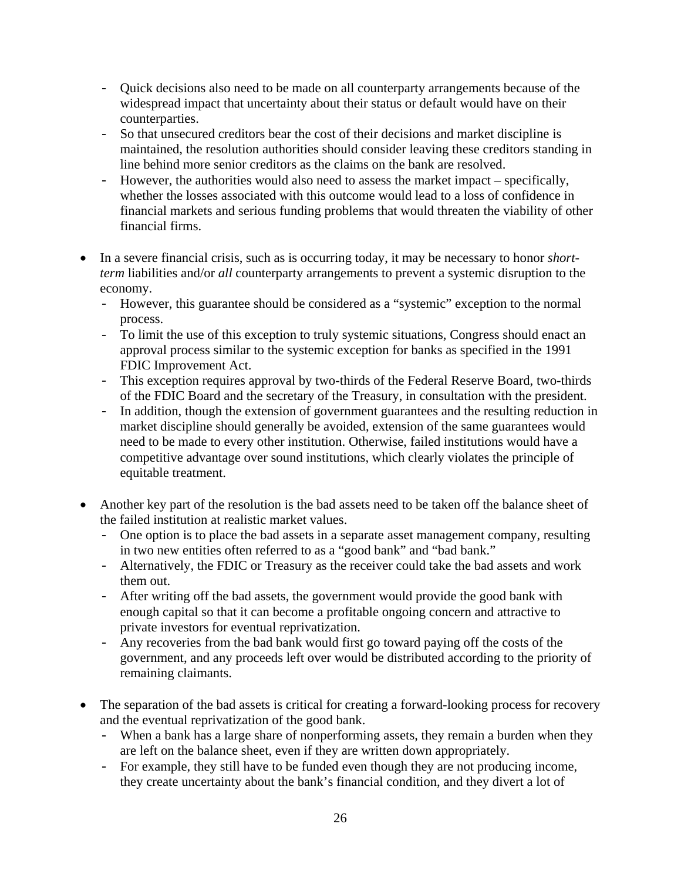- Quick decisions also need to be made on all counterparty arrangements because of the widespread impact that uncertainty about their status or default would have on their counterparties.
  - So that unsecured creditors bear the cost of their decisions and market discipline is maintained, the resolution authorities should consider leaving these creditors standing in line behind more senior creditors as the claims on the bank are resolved.
  - However, the authorities would also need to assess the market impact – specifically, whether the losses associated with this outcome would lead to a loss of confidence in financial markets and serious funding problems that would threaten the viability of other financial firms.

- In a severe financial crisis, such as is occurring today, it may be necessary to honor *short-term* liabilities and/or *all* counterparty arrangements to prevent a systemic disruption to the economy.
  - However, this guarantee should be considered as a "systemic" exception to the normal process.
  - To limit the use of this exception to truly systemic situations, Congress should enact an approval process similar to the systemic exception for banks as specified in the 1991 FDIC Improvement Act.
  - This exception requires approval by two-thirds of the Federal Reserve Board, two-thirds of the FDIC Board and the secretary of the Treasury, in consultation with the president.
  - In addition, though the extension of government guarantees and the resulting reduction in market discipline should generally be avoided, extension of the same guarantees would need to be made to every other institution. Otherwise, failed institutions would have a competitive advantage over sound institutions, which clearly violates the principle of equitable treatment.

- Another key part of the resolution is the bad assets need to be taken off the balance sheet of the failed institution at realistic market values.
  - One option is to place the bad assets in a separate asset management company, resulting in two new entities often referred to as a "good bank" and "bad bank."
  - Alternatively, the FDIC or Treasury as the receiver could take the bad assets and work them out.
  - After writing off the bad assets, the government would provide the good bank with enough capital so that it can become a profitable ongoing concern and attractive to private investors for eventual reprivatization.
  - Any recoveries from the bad bank would first go toward paying off the costs of the government, and any proceeds left over would be distributed according to the priority of remaining claimants.

- The separation of the bad assets is critical for creating a forward-looking process for recovery and the eventual reprivatization of the good bank.
  - When a bank has a large share of nonperforming assets, they remain a burden when they are left on the balance sheet, even if they are written down appropriately.
  - For example, they still have to be funded even though they are not producing income, they create uncertainty about the bank's financial condition, and they divert a lot of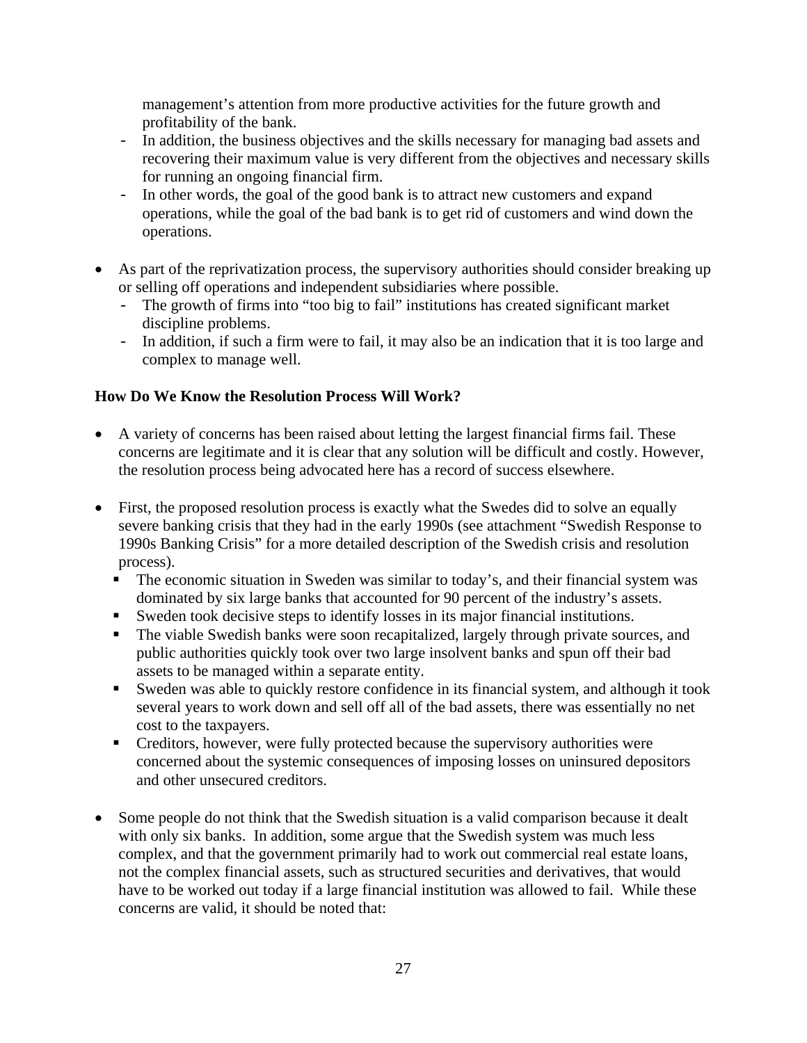management's attention from more productive activities for the future growth and profitability of the bank.
  - In addition, the business objectives and the skills necessary for managing bad assets and recovering their maximum value is very different from the objectives and necessary skills for running an ongoing financial firm.
  - In other words, the goal of the good bank is to attract new customers and expand operations, while the goal of the bad bank is to get rid of customers and wind down the operations.

- As part of the reprivatization process, the supervisory authorities should consider breaking up or selling off operations and independent subsidiaries where possible.
  - The growth of firms into "too big to fail" institutions has created significant market discipline problems.
  - In addition, if such a firm were to fail, it may also be an indication that it is too large and complex to manage well.

**How Do We Know the Resolution Process Will Work?**

- A variety of concerns has been raised about letting the largest financial firms fail. These concerns are legitimate and it is clear that any solution will be difficult and costly. However, the resolution process being advocated here has a record of success elsewhere.

- First, the proposed resolution process is exactly what the Swedes did to solve an equally severe banking crisis that they had in the early 1990s (see attachment "Swedish Response to 1990s Banking Crisis" for a more detailed description of the Swedish crisis and resolution process).
  - The economic situation in Sweden was similar to today's, and their financial system was dominated by six large banks that accounted for 90 percent of the industry's assets.
  - Sweden took decisive steps to identify losses in its major financial institutions.
  - The viable Swedish banks were soon recapitalized, largely through private sources, and public authorities quickly took over two large insolvent banks and spun off their bad assets to be managed within a separate entity.
  - Sweden was able to quickly restore confidence in its financial system, and although it took several years to work down and sell off all of the bad assets, there was essentially no net cost to the taxpayers.
  - Creditors, however, were fully protected because the supervisory authorities were concerned about the systemic consequences of imposing losses on uninsured depositors and other unsecured creditors.

- Some people do not think that the Swedish situation is a valid comparison because it dealt with only six banks. In addition, some argue that the Swedish system was much less complex, and that the government primarily had to work out commercial real estate loans, not the complex financial assets, such as structured securities and derivatives, that would have to be worked out today if a large financial institution was allowed to fail. While these concerns are valid, it should be noted that: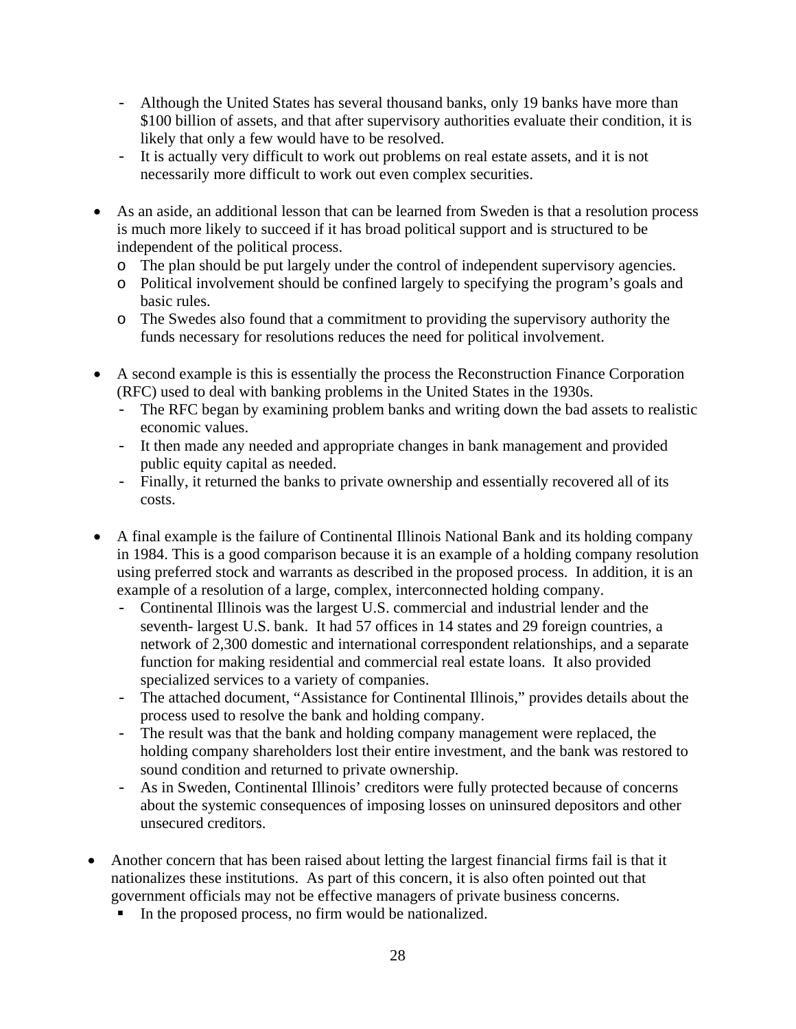- Although the United States has several thousand banks, only 19 banks have more than $100 billion of assets, and that after supervisory authorities evaluate their condition, it is likely that only a few would have to be resolved.
  - It is actually very difficult to work out problems on real estate assets, and it is not necessarily more difficult to work out even complex securities.

- As an aside, an additional lesson that can be learned from Sweden is that a resolution process is much more likely to succeed if it has broad political support and is structured to be independent of the political process.
  - The plan should be put largely under the control of independent supervisory agencies.
  - Political involvement should be confined largely to specifying the program's goals and basic rules.
  - The Swedes also found that a commitment to providing the supervisory authority the funds necessary for resolutions reduces the need for political involvement.

- A second example is this is essentially the process the Reconstruction Finance Corporation (RFC) used to deal with banking problems in the United States in the 1930s.
  - The RFC began by examining problem banks and writing down the bad assets to realistic economic values.
  - It then made any needed and appropriate changes in bank management and provided public equity capital as needed.
  - Finally, it returned the banks to private ownership and essentially recovered all of its costs.

- A final example is the failure of Continental Illinois National Bank and its holding company in 1984. This is a good comparison because it is an example of a holding company resolution using preferred stock and warrants as described in the proposed process. In addition, it is an example of a resolution of a large, complex, interconnected holding company.
  - Continental Illinois was the largest U.S. commercial and industrial lender and the seventh- largest U.S. bank. It had 57 offices in 14 states and 29 foreign countries, a network of 2,300 domestic and international correspondent relationships, and a separate function for making residential and commercial real estate loans. It also provided specialized services to a variety of companies.
  - The attached document, "Assistance for Continental Illinois," provides details about the process used to resolve the bank and holding company.
  - The result was that the bank and holding company management were replaced, the holding company shareholders lost their entire investment, and the bank was restored to sound condition and returned to private ownership.
  - As in Sweden, Continental Illinois' creditors were fully protected because of concerns about the systemic consequences of imposing losses on uninsured depositors and other unsecured creditors.

- Another concern that has been raised about letting the largest financial firms fail is that it nationalizes these institutions. As part of this concern, it is also often pointed out that government officials may not be effective managers of private business concerns.
  - In the proposed process, no firm would be nationalized.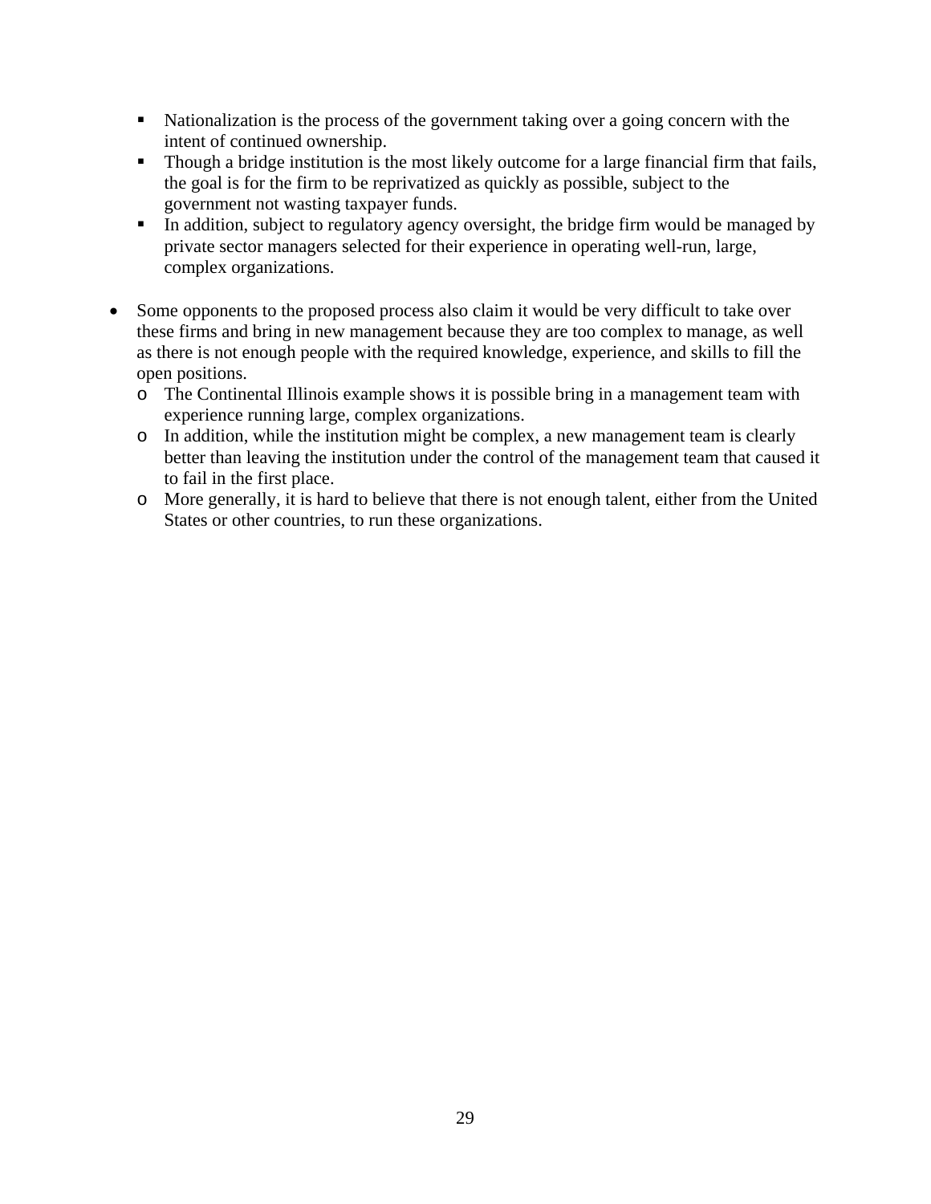- Nationalization is the process of the government taking over a going concern with the intent of continued ownership.
    - Though a bridge institution is the most likely outcome for a large financial firm that fails, the goal is for the firm to be reprivatized as quickly as possible, subject to the government not wasting taxpayer funds.
    - In addition, subject to regulatory agency oversight, the bridge firm would be managed by private sector managers selected for their experience in operating well-run, large, complex organizations.

- Some opponents to the proposed process also claim it would be very difficult to take over these firms and bring in new management because they are too complex to manage, as well as there is not enough people with the required knowledge, experience, and skills to fill the open positions.
  - The Continental Illinois example shows it is possible bring in a management team with experience running large, complex organizations.
  - In addition, while the institution might be complex, a new management team is clearly better than leaving the institution under the control of the management team that caused it to fail in the first place.
  - More generally, it is hard to believe that there is not enough talent, either from the United States or other countries, to run these organizations.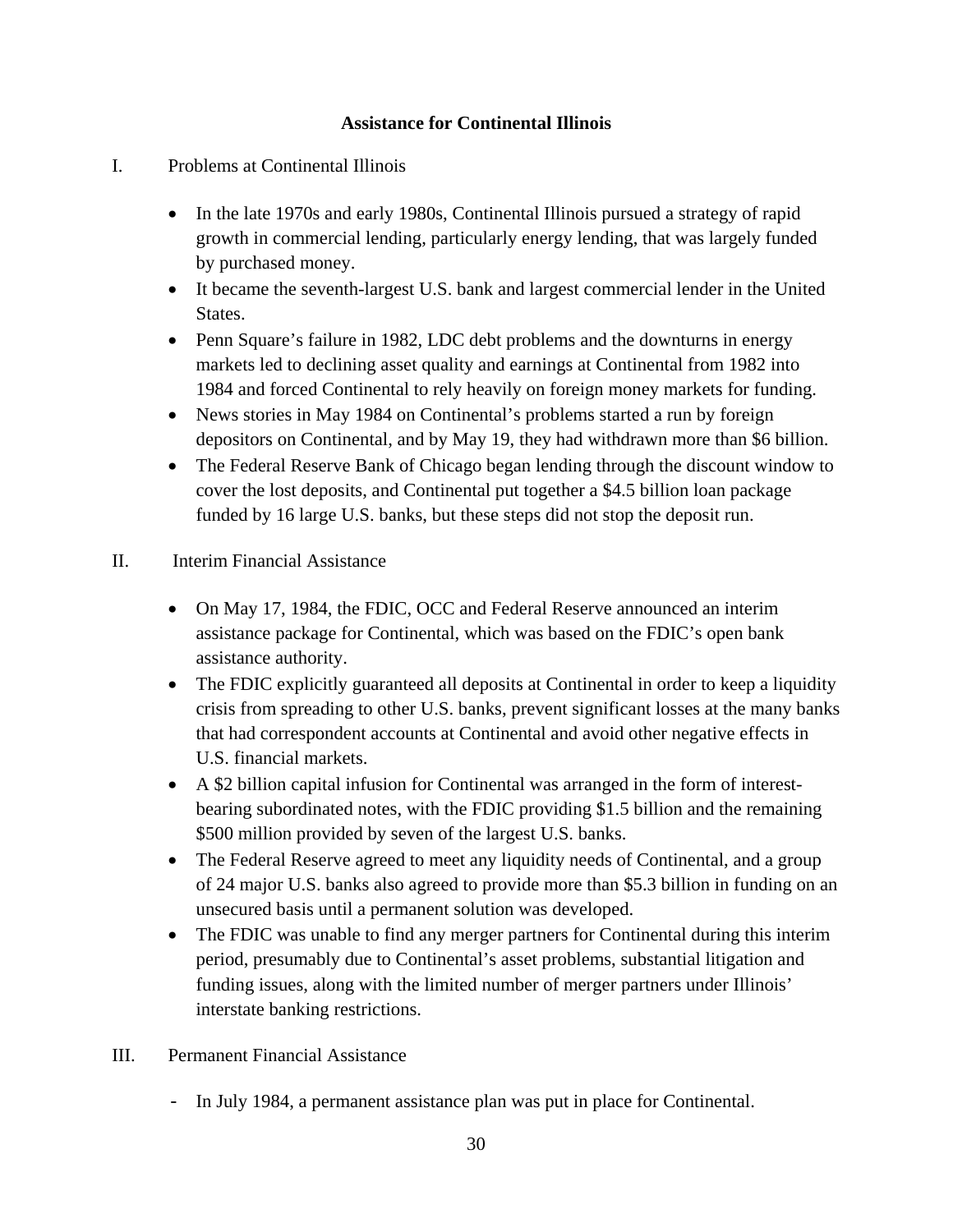**Assistance for Continental Illinois**

I. Problems at Continental Illinois

- In the late 1970s and early 1980s, Continental Illinois pursued a strategy of rapid growth in commercial lending, particularly energy lending, that was largely funded by purchased money.
- It became the seventh-largest U.S. bank and largest commercial lender in the United States.
- Penn Square's failure in 1982, LDC debt problems and the downturns in energy markets led to declining asset quality and earnings at Continental from 1982 into 1984 and forced Continental to rely heavily on foreign money markets for funding.
- News stories in May 1984 on Continental's problems started a run by foreign depositors on Continental, and by May 19, they had withdrawn more than $6 billion.
- The Federal Reserve Bank of Chicago began lending through the discount window to cover the lost deposits, and Continental put together a $4.5 billion loan package funded by 16 large U.S. banks, but these steps did not stop the deposit run.

II. Interim Financial Assistance

- On May 17, 1984, the FDIC, OCC and Federal Reserve announced an interim assistance package for Continental, which was based on the FDIC's open bank assistance authority.
- The FDIC explicitly guaranteed all deposits at Continental in order to keep a liquidity crisis from spreading to other U.S. banks, prevent significant losses at the many banks that had correspondent accounts at Continental and avoid other negative effects in U.S. financial markets.
- A $2 billion capital infusion for Continental was arranged in the form of interest-bearing subordinated notes, with the FDIC providing $1.5 billion and the remaining $500 million provided by seven of the largest U.S. banks.
- The Federal Reserve agreed to meet any liquidity needs of Continental, and a group of 24 major U.S. banks also agreed to provide more than $5.3 billion in funding on an unsecured basis until a permanent solution was developed.
- The FDIC was unable to find any merger partners for Continental during this interim period, presumably due to Continental's asset problems, substantial litigation and funding issues, along with the limited number of merger partners under Illinois' interstate banking restrictions.

III. Permanent Financial Assistance

- In July 1984, a permanent assistance plan was put in place for Continental.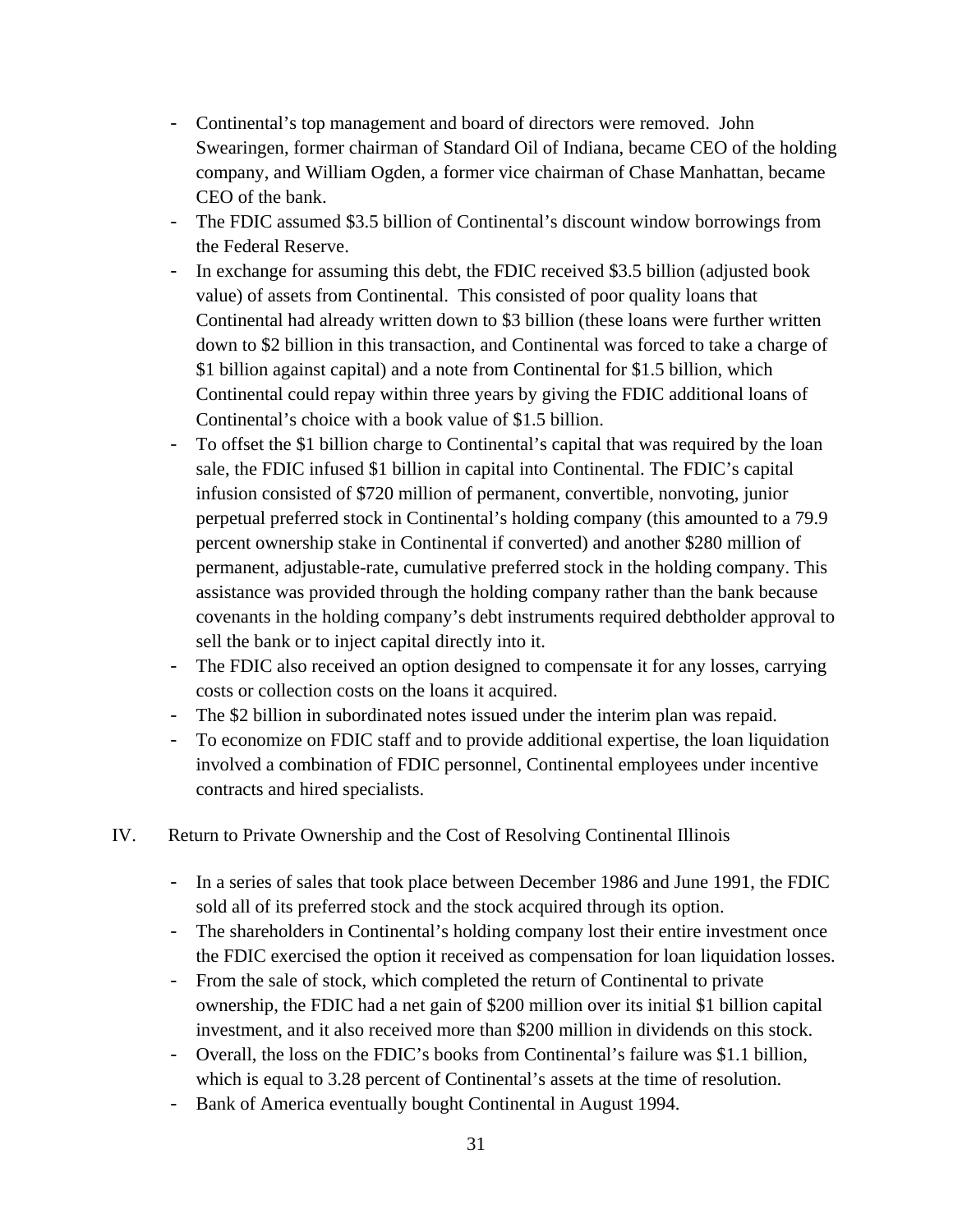- Continental's top management and board of directors were removed. John Swearingen, former chairman of Standard Oil of Indiana, became CEO of the holding company, and William Ogden, a former vice chairman of Chase Manhattan, became CEO of the bank.
- The FDIC assumed $3.5 billion of Continental's discount window borrowings from the Federal Reserve.
- In exchange for assuming this debt, the FDIC received $3.5 billion (adjusted book value) of assets from Continental. This consisted of poor quality loans that Continental had already written down to $3 billion (these loans were further written down to $2 billion in this transaction, and Continental was forced to take a charge of $1 billion against capital) and a note from Continental for $1.5 billion, which Continental could repay within three years by giving the FDIC additional loans of Continental's choice with a book value of $1.5 billion.
- To offset the $1 billion charge to Continental's capital that was required by the loan sale, the FDIC infused $1 billion in capital into Continental. The FDIC's capital infusion consisted of $720 million of permanent, convertible, nonvoting, junior perpetual preferred stock in Continental's holding company (this amounted to a 79.9 percent ownership stake in Continental if converted) and another $280 million of permanent, adjustable-rate, cumulative preferred stock in the holding company. This assistance was provided through the holding company rather than the bank because covenants in the holding company's debt instruments required debtholder approval to sell the bank or to inject capital directly into it.
- The FDIC also received an option designed to compensate it for any losses, carrying costs or collection costs on the loans it acquired.
- The $2 billion in subordinated notes issued under the interim plan was repaid.
- To economize on FDIC staff and to provide additional expertise, the loan liquidation involved a combination of FDIC personnel, Continental employees under incentive contracts and hired specialists.

## IV. Return to Private Ownership and the Cost of Resolving Continental Illinois

- In a series of sales that took place between December 1986 and June 1991, the FDIC sold all of its preferred stock and the stock acquired through its option.
- The shareholders in Continental's holding company lost their entire investment once the FDIC exercised the option it received as compensation for loan liquidation losses.
- From the sale of stock, which completed the return of Continental to private ownership, the FDIC had a net gain of $200 million over its initial $1 billion capital investment, and it also received more than $200 million in dividends on this stock.
- Overall, the loss on the FDIC's books from Continental's failure was $1.1 billion, which is equal to 3.28 percent of Continental's assets at the time of resolution.
- Bank of America eventually bought Continental in August 1994.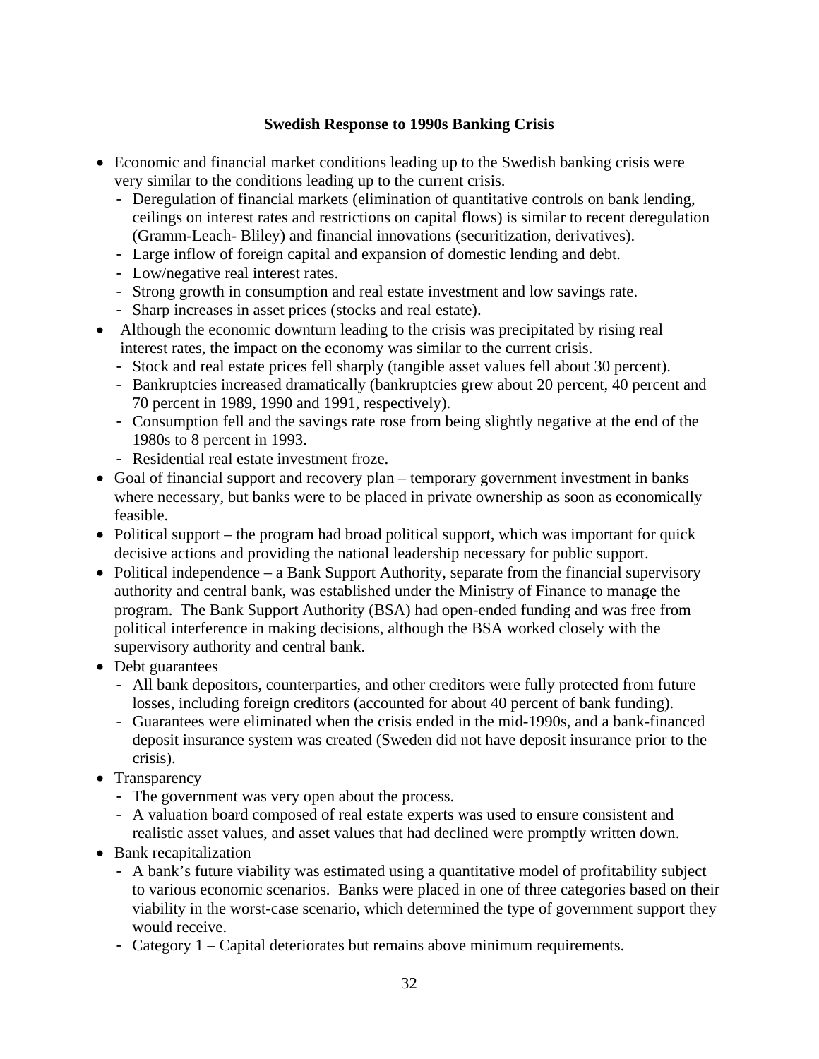**Swedish Response to 1990s Banking Crisis**

- Economic and financial market conditions leading up to the Swedish banking crisis were very similar to the conditions leading up to the current crisis.
  - Deregulation of financial markets (elimination of quantitative controls on bank lending, ceilings on interest rates and restrictions on capital flows) is similar to recent deregulation (Gramm-Leach- Bliley) and financial innovations (securitization, derivatives).
  - Large inflow of foreign capital and expansion of domestic lending and debt.
  - Low/negative real interest rates.
  - Strong growth in consumption and real estate investment and low savings rate.
  - Sharp increases in asset prices (stocks and real estate).
- Although the economic downturn leading to the crisis was precipitated by rising real interest rates, the impact on the economy was similar to the current crisis.
  - Stock and real estate prices fell sharply (tangible asset values fell about 30 percent).
  - Bankruptcies increased dramatically (bankruptcies grew about 20 percent, 40 percent and 70 percent in 1989, 1990 and 1991, respectively).
  - Consumption fell and the savings rate rose from being slightly negative at the end of the 1980s to 8 percent in 1993.
  - Residential real estate investment froze.
- Goal of financial support and recovery plan – temporary government investment in banks where necessary, but banks were to be placed in private ownership as soon as economically feasible.
- Political support – the program had broad political support, which was important for quick decisive actions and providing the national leadership necessary for public support.
- Political independence – a Bank Support Authority, separate from the financial supervisory authority and central bank, was established under the Ministry of Finance to manage the program. The Bank Support Authority (BSA) had open-ended funding and was free from political interference in making decisions, although the BSA worked closely with the supervisory authority and central bank.
- Debt guarantees
  - All bank depositors, counterparties, and other creditors were fully protected from future losses, including foreign creditors (accounted for about 40 percent of bank funding).
  - Guarantees were eliminated when the crisis ended in the mid-1990s, and a bank-financed deposit insurance system was created (Sweden did not have deposit insurance prior to the crisis).
- Transparency
  - The government was very open about the process.
  - A valuation board composed of real estate experts was used to ensure consistent and realistic asset values, and asset values that had declined were promptly written down.
- Bank recapitalization
  - A bank's future viability was estimated using a quantitative model of profitability subject to various economic scenarios. Banks were placed in one of three categories based on their viability in the worst-case scenario, which determined the type of government support they would receive.
  - Category 1 – Capital deteriorates but remains above minimum requirements.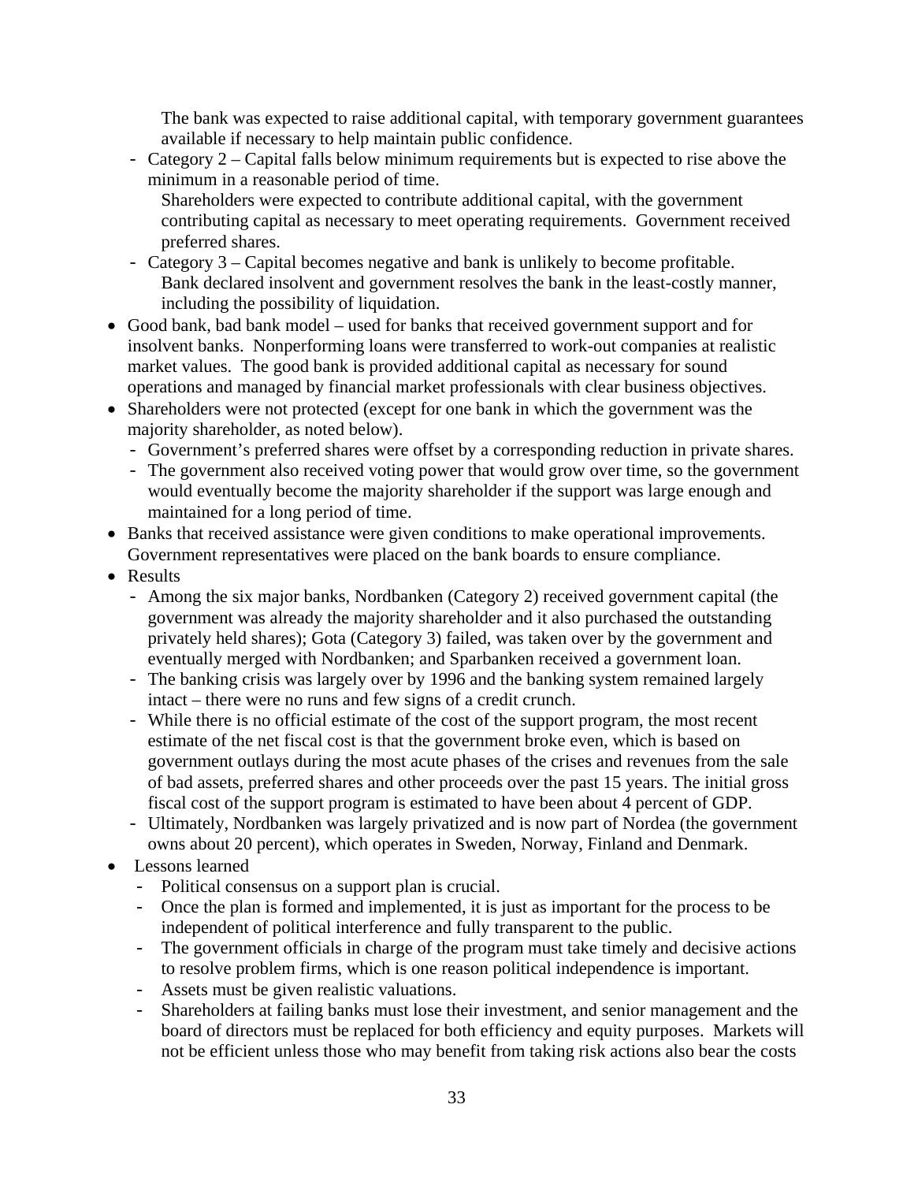The bank was expected to raise additional capital, with temporary government guarantees available if necessary to help maintain public confidence.

- Category 2 – Capital falls below minimum requirements but is expected to rise above the minimum in a reasonable period of time.
  Shareholders were expected to contribute additional capital, with the government contributing capital as necessary to meet operating requirements. Government received preferred shares.
- Category 3 – Capital becomes negative and bank is unlikely to become profitable.
  Bank declared insolvent and government resolves the bank in the least-costly manner, including the possibility of liquidation.

- Good bank, bad bank model – used for banks that received government support and for insolvent banks. Nonperforming loans were transferred to work-out companies at realistic market values. The good bank is provided additional capital as necessary for sound operations and managed by financial market professionals with clear business objectives.
- Shareholders were not protected (except for one bank in which the government was the majority shareholder, as noted below).
  - Government's preferred shares were offset by a corresponding reduction in private shares.
  - The government also received voting power that would grow over time, so the government would eventually become the majority shareholder if the support was large enough and maintained for a long period of time.
- Banks that received assistance were given conditions to make operational improvements. Government representatives were placed on the bank boards to ensure compliance.
- Results
  - Among the six major banks, Nordbanken (Category 2) received government capital (the government was already the majority shareholder and it also purchased the outstanding privately held shares); Gota (Category 3) failed, was taken over by the government and eventually merged with Nordbanken; and Sparbanken received a government loan.
  - The banking crisis was largely over by 1996 and the banking system remained largely intact – there were no runs and few signs of a credit crunch.
  - While there is no official estimate of the cost of the support program, the most recent estimate of the net fiscal cost is that the government broke even, which is based on government outlays during the most acute phases of the crises and revenues from the sale of bad assets, preferred shares and other proceeds over the past 15 years. The initial gross fiscal cost of the support program is estimated to have been about 4 percent of GDP.
  - Ultimately, Nordbanken was largely privatized and is now part of Nordea (the government owns about 20 percent), which operates in Sweden, Norway, Finland and Denmark.
- Lessons learned
  - Political consensus on a support plan is crucial.
  - Once the plan is formed and implemented, it is just as important for the process to be independent of political interference and fully transparent to the public.
  - The government officials in charge of the program must take timely and decisive actions to resolve problem firms, which is one reason political independence is important.
  - Assets must be given realistic valuations.
  - Shareholders at failing banks must lose their investment, and senior management and the board of directors must be replaced for both efficiency and equity purposes. Markets will not be efficient unless those who may benefit from taking risk actions also bear the costs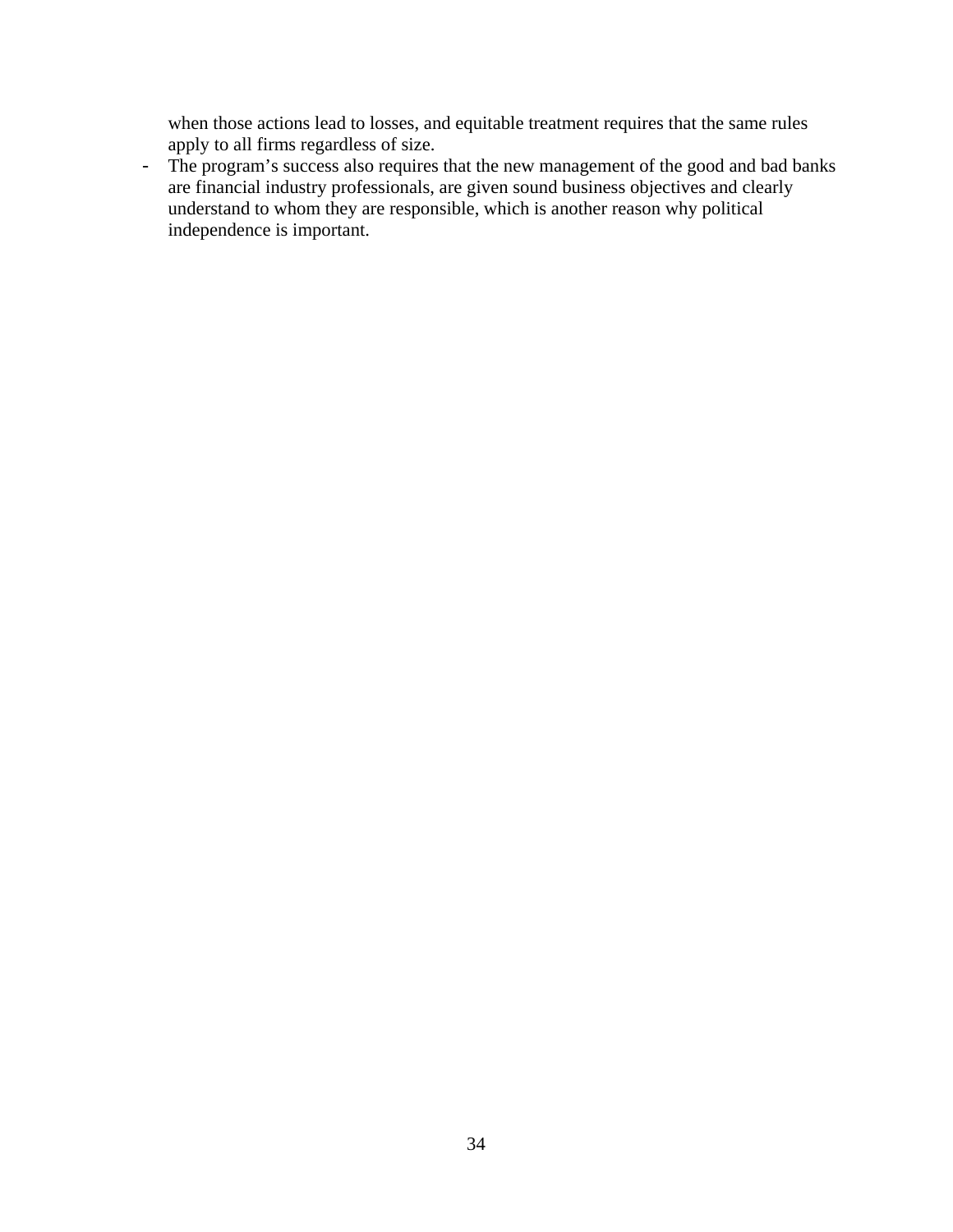when those actions lead to losses, and equitable treatment requires that the same rules apply to all firms regardless of size.

- The program's success also requires that the new management of the good and bad banks are financial industry professionals, are given sound business objectives and clearly understand to whom they are responsible, which is another reason why political independence is important.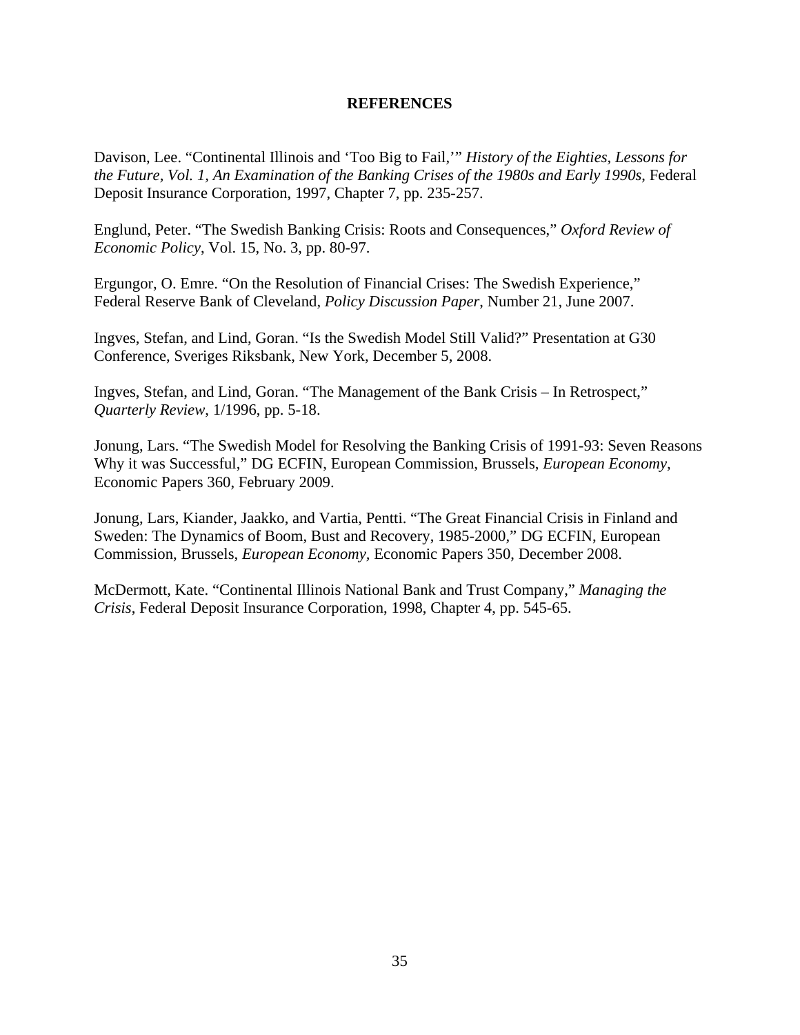# REFERENCES

Davison, Lee. "Continental Illinois and 'Too Big to Fail,'" *History of the Eighties, Lessons for the Future, Vol. 1, An Examination of the Banking Crises of the 1980s and Early 1990s*, Federal Deposit Insurance Corporation, 1997, Chapter 7, pp. 235-257.

Englund, Peter. "The Swedish Banking Crisis: Roots and Consequences," *Oxford Review of Economic Policy*, Vol. 15, No. 3, pp. 80-97.

Ergungor, O. Emre. "On the Resolution of Financial Crises: The Swedish Experience," Federal Reserve Bank of Cleveland, *Policy Discussion Paper*, Number 21, June 2007.

Ingves, Stefan, and Lind, Goran. "Is the Swedish Model Still Valid?" Presentation at G30 Conference, Sveriges Riksbank, New York, December 5, 2008.

Ingves, Stefan, and Lind, Goran. "The Management of the Bank Crisis – In Retrospect," *Quarterly Review*, 1/1996, pp. 5-18.

Jonung, Lars. "The Swedish Model for Resolving the Banking Crisis of 1991-93: Seven Reasons Why it was Successful," DG ECFIN, European Commission, Brussels, *European Economy*, Economic Papers 360, February 2009.

Jonung, Lars, Kiander, Jaakko, and Vartia, Pentti. "The Great Financial Crisis in Finland and Sweden: The Dynamics of Boom, Bust and Recovery, 1985-2000," DG ECFIN, European Commission, Brussels, *European Economy*, Economic Papers 350, December 2008.

McDermott, Kate. "Continental Illinois National Bank and Trust Company," *Managing the Crisis*, Federal Deposit Insurance Corporation, 1998, Chapter 4, pp. 545-65.